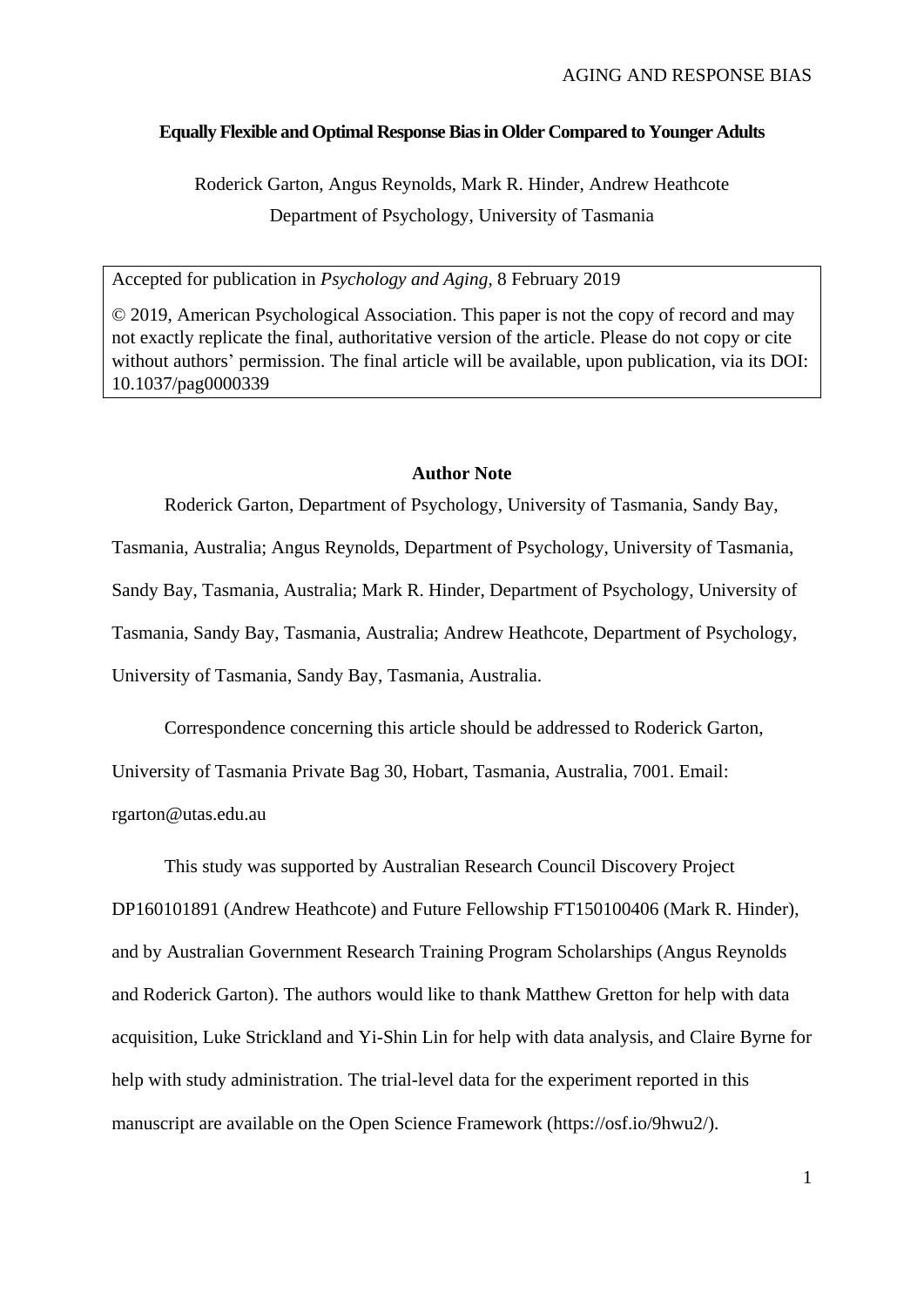# Equally Flexible and Optimal Response Bias in Older Compared to Younger Adults

Roderick Garton, Angus Reynolds, Mark R. Hinder, Andrew Heathcote

Department of Psychology, University of Tasmania

Accepted for publication in *Psychology and Aging*, 8 February 2019

© 2019, American Psychological Association. This paper is not the copy of record and may not exactly replicate the final, authoritative version of the article. Please do not copy or cite without authors' permission. The final article will be available, upon publication, via its DOI: 10.1037/pag0000339

## Author Note

Roderick Garton, Department of Psychology, University of Tasmania, Sandy Bay, Tasmania, Australia; Angus Reynolds, Department of Psychology, University of Tasmania, Sandy Bay, Tasmania, Australia; Mark R. Hinder, Department of Psychology, University of Tasmania, Sandy Bay, Tasmania, Australia; Andrew Heathcote, Department of Psychology, University of Tasmania, Sandy Bay, Tasmania, Australia.

Correspondence concerning this article should be addressed to Roderick Garton, University of Tasmania Private Bag 30, Hobart, Tasmania, Australia, 7001. Email: rgarton@utas.edu.au

This study was supported by Australian Research Council Discovery Project DP160101891 (Andrew Heathcote) and Future Fellowship FT150100406 (Mark R. Hinder), and by Australian Government Research Training Program Scholarships (Angus Reynolds and Roderick Garton). The authors would like to thank Matthew Gretton for help with data acquisition, Luke Strickland and Yi-Shin Lin for help with data analysis, and Claire Byrne for help with study administration. The trial-level data for the experiment reported in this manuscript are available on the Open Science Framework (https://osf.io/9hwu2/).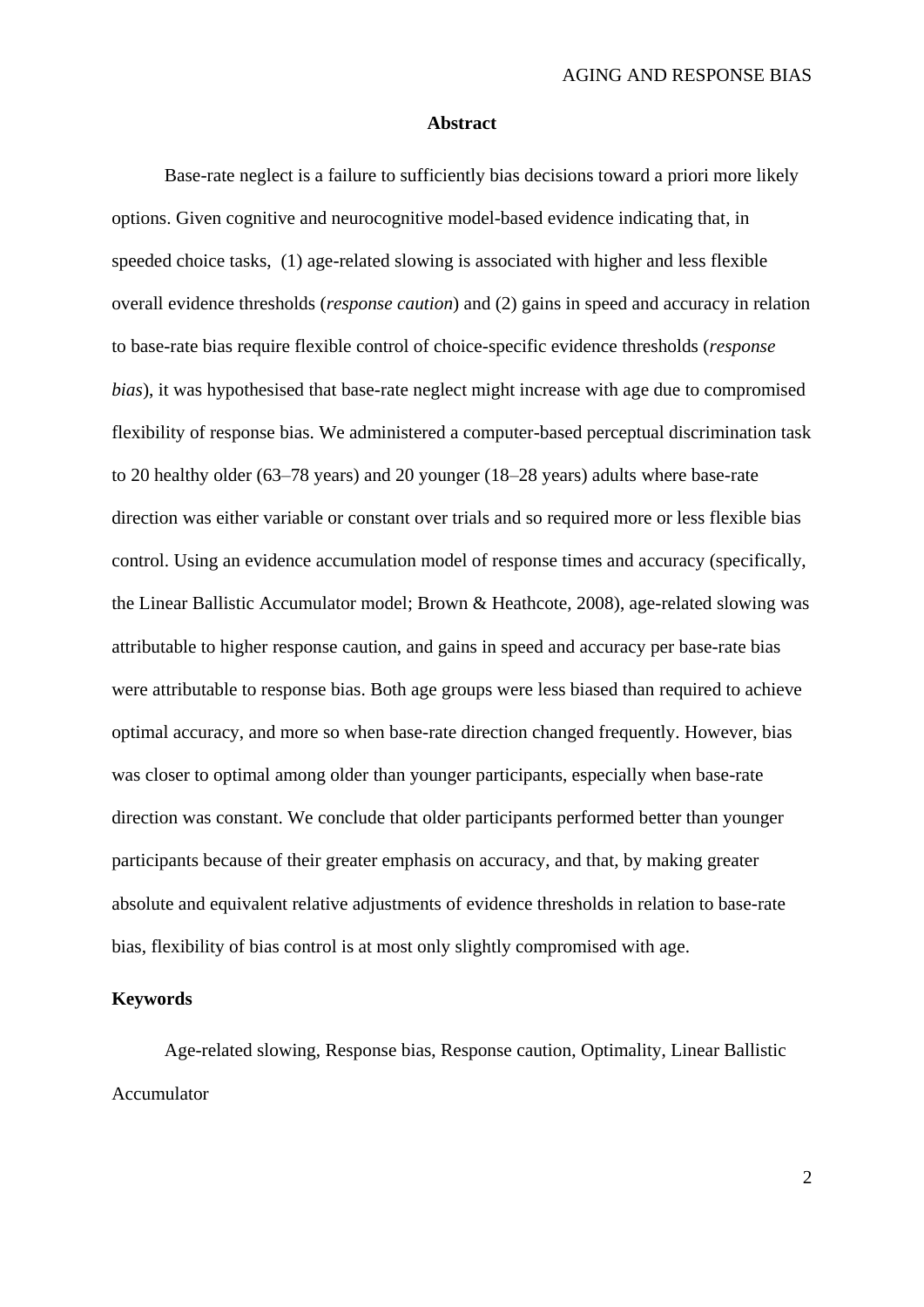## Abstract

Base-rate neglect is a failure to sufficiently bias decisions toward a priori more likely options. Given cognitive and neurocognitive model-based evidence indicating that, in speeded choice tasks, (1) age-related slowing is associated with higher and less flexible overall evidence thresholds (*response caution*) and (2) gains in speed and accuracy in relation to base-rate bias require flexible control of choice-specific evidence thresholds (*response bias*), it was hypothesised that base-rate neglect might increase with age due to compromised flexibility of response bias. We administered a computer-based perceptual discrimination task to 20 healthy older (63–78 years) and 20 younger (18–28 years) adults where base-rate direction was either variable or constant over trials and so required more or less flexible bias control. Using an evidence accumulation model of response times and accuracy (specifically, the Linear Ballistic Accumulator model; Brown & Heathcote, 2008), age-related slowing was attributable to higher response caution, and gains in speed and accuracy per base-rate bias were attributable to response bias. Both age groups were less biased than required to achieve optimal accuracy, and more so when base-rate direction changed frequently. However, bias was closer to optimal among older than younger participants, especially when base-rate direction was constant. We conclude that older participants performed better than younger participants because of their greater emphasis on accuracy, and that, by making greater absolute and equivalent relative adjustments of evidence thresholds in relation to base-rate bias, flexibility of bias control is at most only slightly compromised with age.

**Keywords**

Age-related slowing, Response bias, Response caution, Optimality, Linear Ballistic Accumulator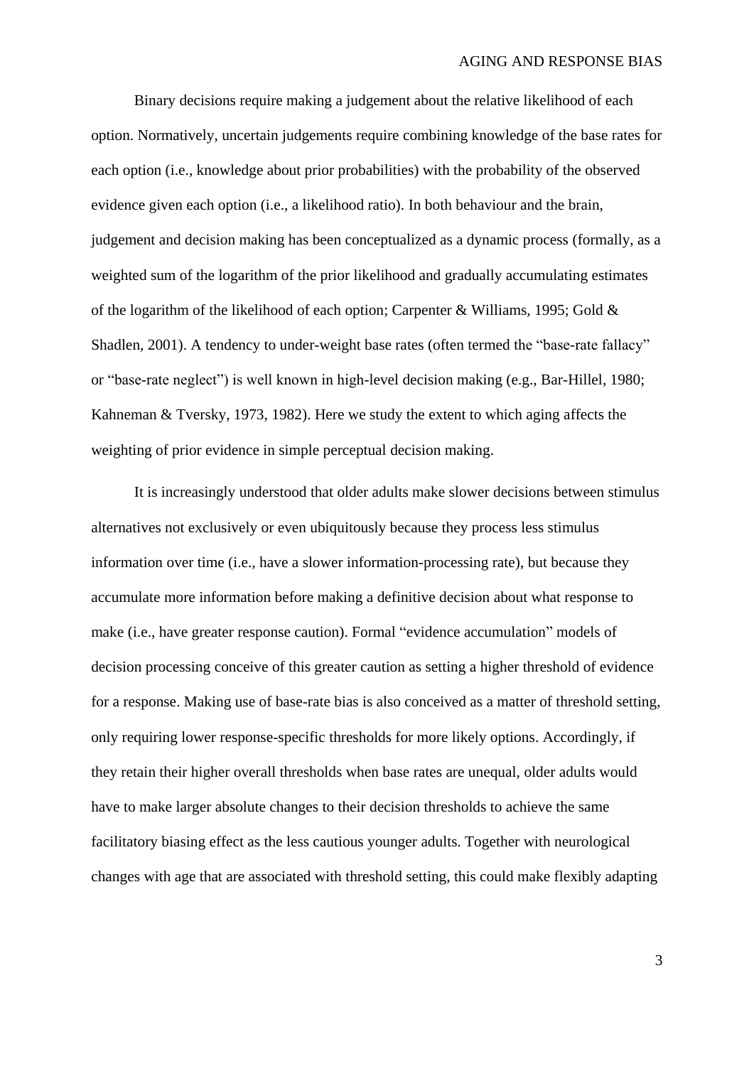Binary decisions require making a judgement about the relative likelihood of each option. Normatively, uncertain judgements require combining knowledge of the base rates for each option (i.e., knowledge about prior probabilities) with the probability of the observed evidence given each option (i.e., a likelihood ratio). In both behaviour and the brain, judgement and decision making has been conceptualized as a dynamic process (formally, as a weighted sum of the logarithm of the prior likelihood and gradually accumulating estimates of the logarithm of the likelihood of each option; Carpenter & Williams, 1995; Gold & Shadlen, 2001). A tendency to under-weight base rates (often termed the "base-rate fallacy" or "base-rate neglect") is well known in high-level decision making (e.g., Bar-Hillel, 1980; Kahneman & Tversky, 1973, 1982). Here we study the extent to which aging affects the weighting of prior evidence in simple perceptual decision making.

It is increasingly understood that older adults make slower decisions between stimulus alternatives not exclusively or even ubiquitously because they process less stimulus information over time (i.e., have a slower information-processing rate), but because they accumulate more information before making a definitive decision about what response to make (i.e., have greater response caution). Formal "evidence accumulation" models of decision processing conceive of this greater caution as setting a higher threshold of evidence for a response. Making use of base-rate bias is also conceived as a matter of threshold setting, only requiring lower response-specific thresholds for more likely options. Accordingly, if they retain their higher overall thresholds when base rates are unequal, older adults would have to make larger absolute changes to their decision thresholds to achieve the same facilitatory biasing effect as the less cautious younger adults. Together with neurological changes with age that are associated with threshold setting, this could make flexibly adapting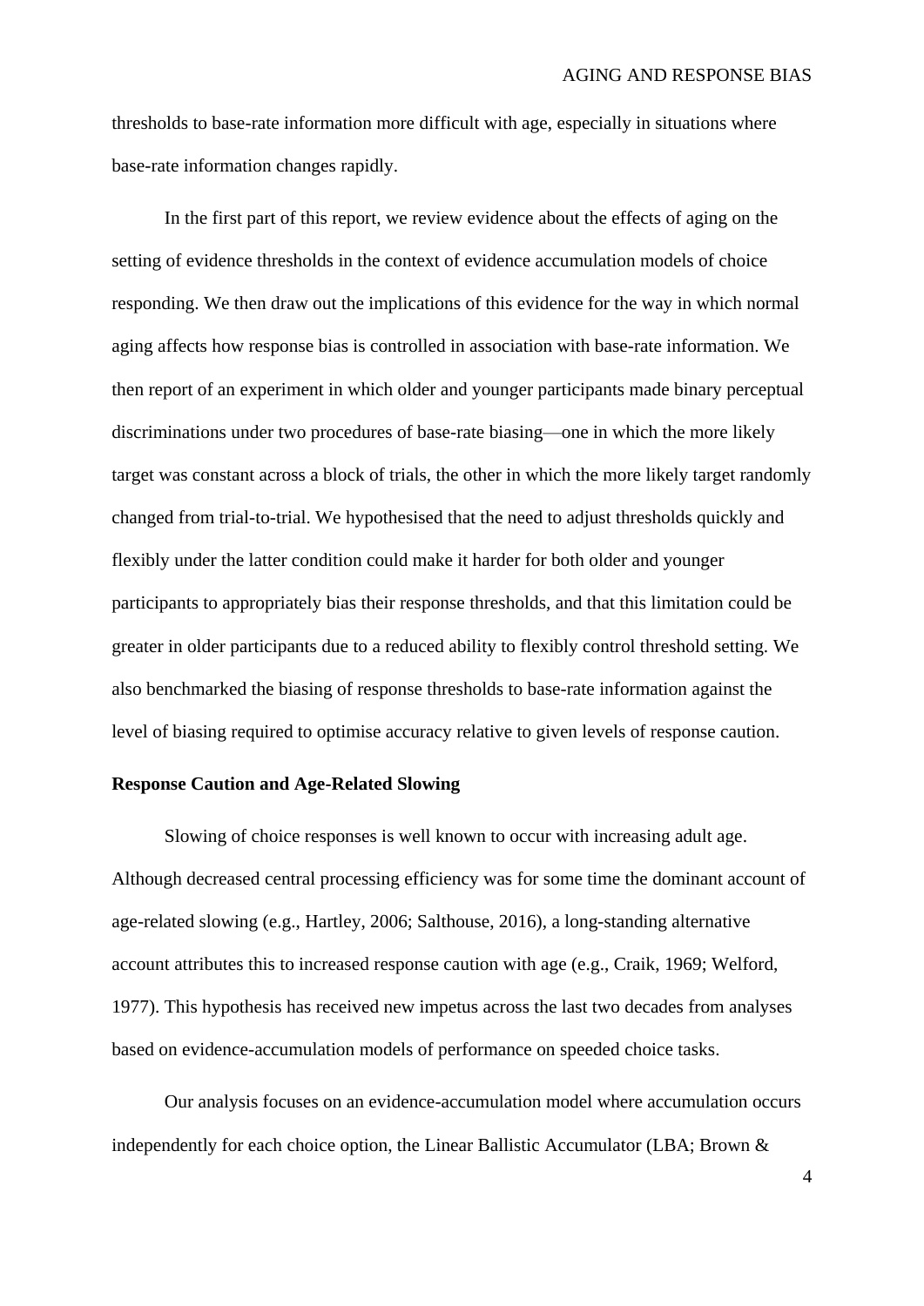thresholds to base-rate information more difficult with age, especially in situations where base-rate information changes rapidly.

In the first part of this report, we review evidence about the effects of aging on the setting of evidence thresholds in the context of evidence accumulation models of choice responding. We then draw out the implications of this evidence for the way in which normal aging affects how response bias is controlled in association with base-rate information. We then report of an experiment in which older and younger participants made binary perceptual discriminations under two procedures of base-rate biasing—one in which the more likely target was constant across a block of trials, the other in which the more likely target randomly changed from trial-to-trial. We hypothesised that the need to adjust thresholds quickly and flexibly under the latter condition could make it harder for both older and younger participants to appropriately bias their response thresholds, and that this limitation could be greater in older participants due to a reduced ability to flexibly control threshold setting. We also benchmarked the biasing of response thresholds to base-rate information against the level of biasing required to optimise accuracy relative to given levels of response caution.

## Response Caution and Age-Related Slowing

Slowing of choice responses is well known to occur with increasing adult age. Although decreased central processing efficiency was for some time the dominant account of age-related slowing (e.g., Hartley, 2006; Salthouse, 2016), a long-standing alternative account attributes this to increased response caution with age (e.g., Craik, 1969; Welford, 1977). This hypothesis has received new impetus across the last two decades from analyses based on evidence-accumulation models of performance on speeded choice tasks.

Our analysis focuses on an evidence-accumulation model where accumulation occurs independently for each choice option, the Linear Ballistic Accumulator (LBA; Brown &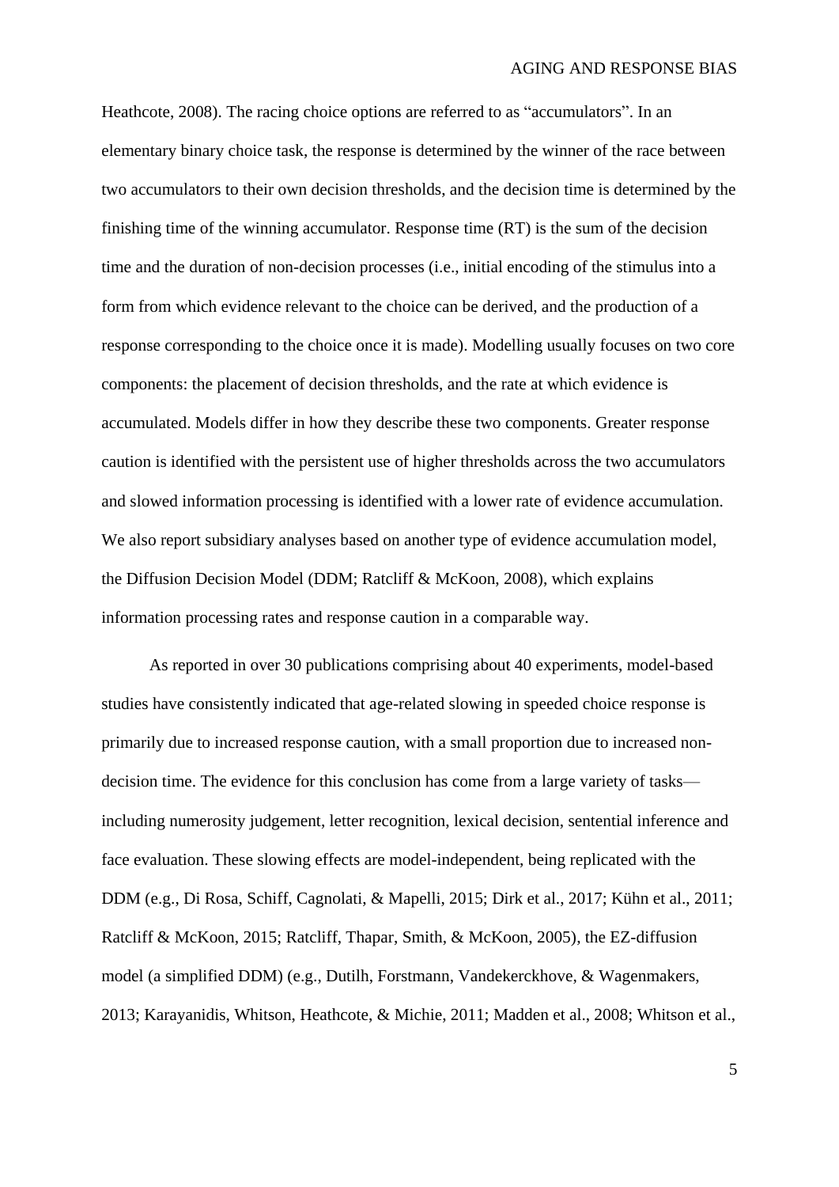Heathcote, 2008). The racing choice options are referred to as “accumulators”. In an elementary binary choice task, the response is determined by the winner of the race between two accumulators to their own decision thresholds, and the decision time is determined by the finishing time of the winning accumulator. Response time (RT) is the sum of the decision time and the duration of non-decision processes (i.e., initial encoding of the stimulus into a form from which evidence relevant to the choice can be derived, and the production of a response corresponding to the choice once it is made). Modelling usually focuses on two core components: the placement of decision thresholds, and the rate at which evidence is accumulated. Models differ in how they describe these two components. Greater response caution is identified with the persistent use of higher thresholds across the two accumulators and slowed information processing is identified with a lower rate of evidence accumulation. We also report subsidiary analyses based on another type of evidence accumulation model, the Diffusion Decision Model (DDM; Ratcliff & McKoon, 2008), which explains information processing rates and response caution in a comparable way.

As reported in over 30 publications comprising about 40 experiments, model-based studies have consistently indicated that age-related slowing in speeded choice response is primarily due to increased response caution, with a small proportion due to increased non-decision time. The evidence for this conclusion has come from a large variety of tasks—including numerosity judgement, letter recognition, lexical decision, sentential inference and face evaluation. These slowing effects are model-independent, being replicated with the DDM (e.g., Di Rosa, Schiff, Cagnolati, & Mapelli, 2015; Dirk et al., 2017; Kühn et al., 2011; Ratcliff & McKoon, 2015; Ratcliff, Thapar, Smith, & McKoon, 2005), the EZ-diffusion model (a simplified DDM) (e.g., Dutilh, Forstmann, Vandekerckhove, & Wagenmakers, 2013; Karayanidis, Whitson, Heathcote, & Michie, 2011; Madden et al., 2008; Whitson et al.,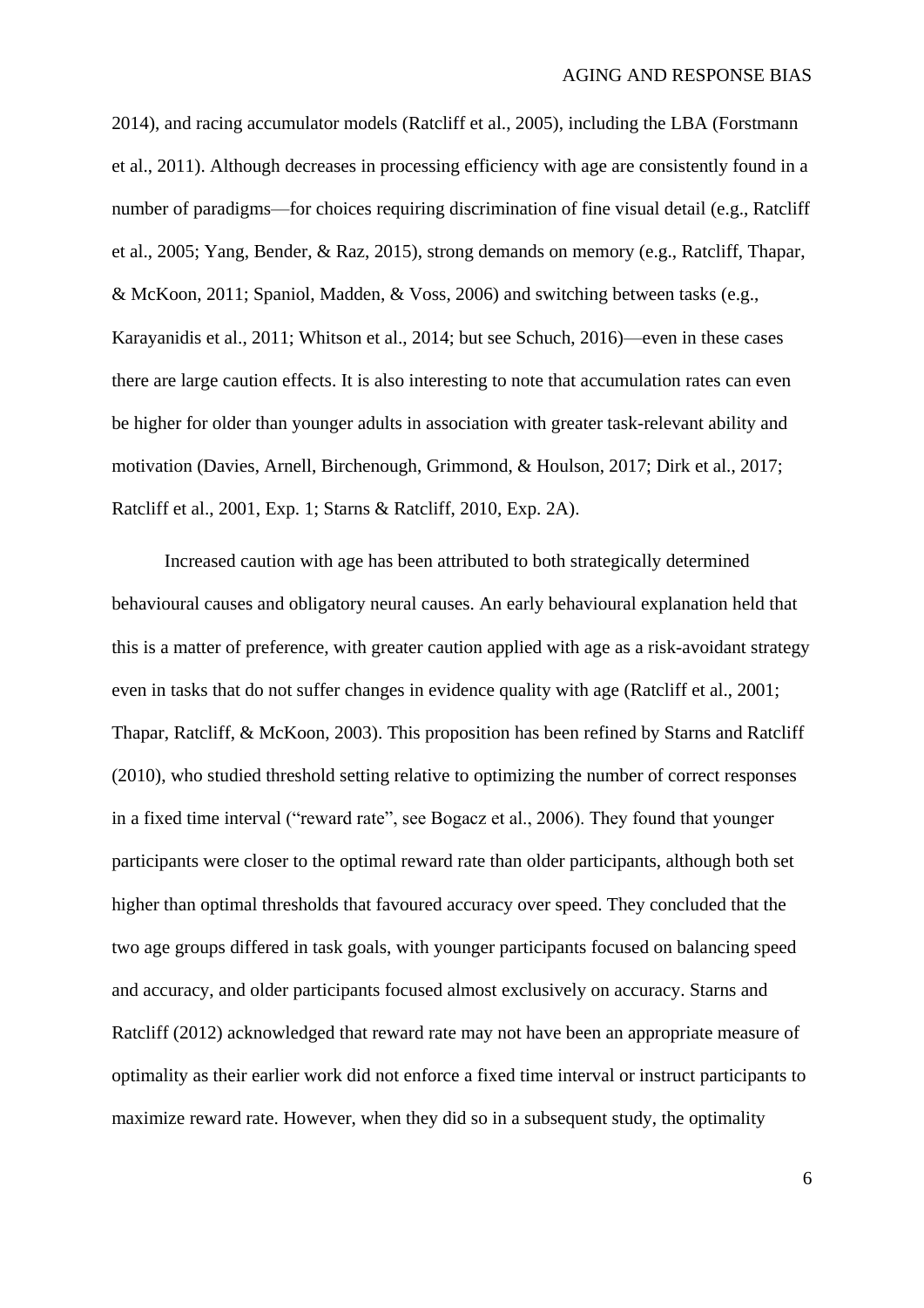2014), and racing accumulator models (Ratcliff et al., 2005), including the LBA (Forstmann et al., 2011). Although decreases in processing efficiency with age are consistently found in a number of paradigms—for choices requiring discrimination of fine visual detail (e.g., Ratcliff et al., 2005; Yang, Bender, & Raz, 2015), strong demands on memory (e.g., Ratcliff, Thapar, & McKoon, 2011; Spaniol, Madden, & Voss, 2006) and switching between tasks (e.g., Karayanidis et al., 2011; Whitson et al., 2014; but see Schuch, 2016)—even in these cases there are large caution effects. It is also interesting to note that accumulation rates can even be higher for older than younger adults in association with greater task-relevant ability and motivation (Davies, Arnell, Birchenough, Grimmond, & Houlson, 2017; Dirk et al., 2017; Ratcliff et al., 2001, Exp. 1; Starns & Ratcliff, 2010, Exp. 2A).

Increased caution with age has been attributed to both strategically determined behavioural causes and obligatory neural causes. An early behavioural explanation held that this is a matter of preference, with greater caution applied with age as a risk-avoidant strategy even in tasks that do not suffer changes in evidence quality with age (Ratcliff et al., 2001; Thapar, Ratcliff, & McKoon, 2003). This proposition has been refined by Starns and Ratcliff (2010), who studied threshold setting relative to optimizing the number of correct responses in a fixed time interval ("reward rate", see Bogacz et al., 2006). They found that younger participants were closer to the optimal reward rate than older participants, although both set higher than optimal thresholds that favoured accuracy over speed. They concluded that the two age groups differed in task goals, with younger participants focused on balancing speed and accuracy, and older participants focused almost exclusively on accuracy. Starns and Ratcliff (2012) acknowledged that reward rate may not have been an appropriate measure of optimality as their earlier work did not enforce a fixed time interval or instruct participants to maximize reward rate. However, when they did so in a subsequent study, the optimality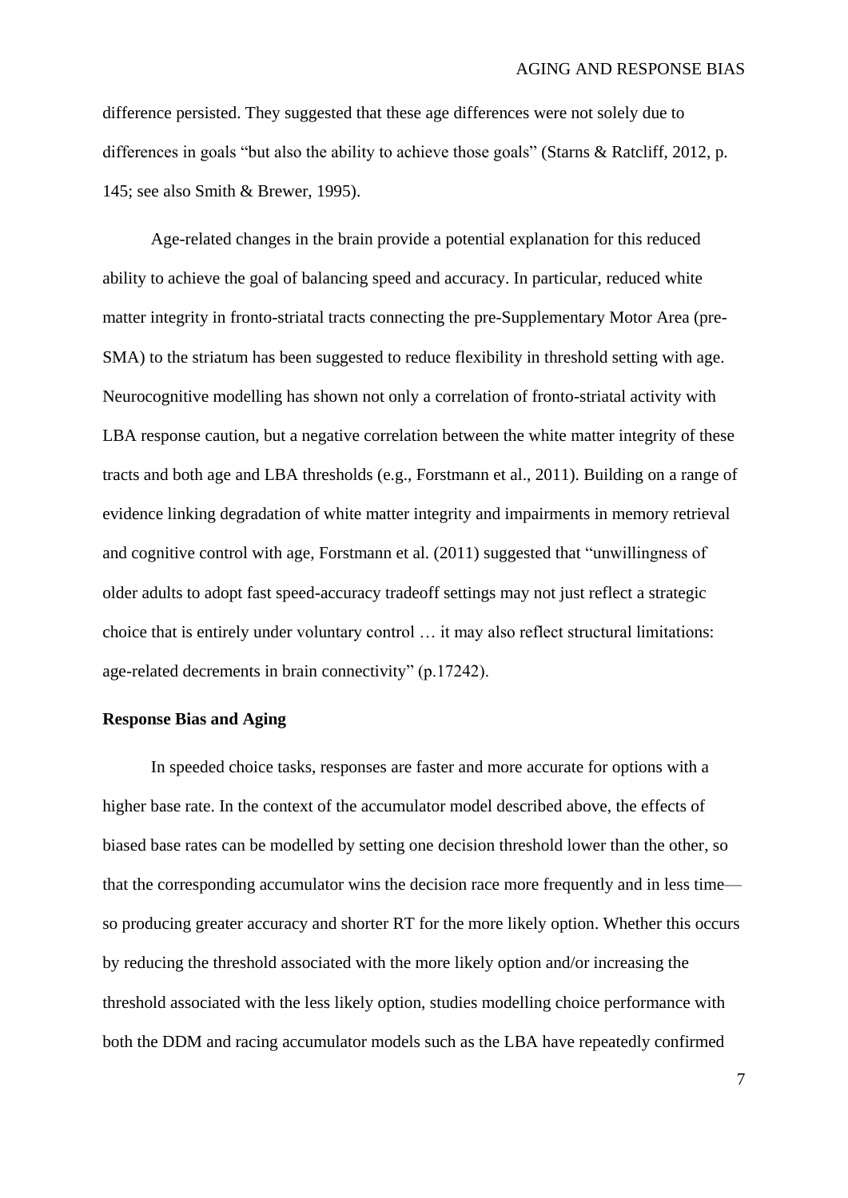difference persisted. They suggested that these age differences were not solely due to differences in goals "but also the ability to achieve those goals" (Starns & Ratcliff, 2012, p. 145; see also Smith & Brewer, 1995).

Age-related changes in the brain provide a potential explanation for this reduced ability to achieve the goal of balancing speed and accuracy. In particular, reduced white matter integrity in fronto-striatal tracts connecting the pre-Supplementary Motor Area (pre-SMA) to the striatum has been suggested to reduce flexibility in threshold setting with age. Neurocognitive modelling has shown not only a correlation of fronto-striatal activity with LBA response caution, but a negative correlation between the white matter integrity of these tracts and both age and LBA thresholds (e.g., Forstmann et al., 2011). Building on a range of evidence linking degradation of white matter integrity and impairments in memory retrieval and cognitive control with age, Forstmann et al. (2011) suggested that "unwillingness of older adults to adopt fast speed-accuracy tradeoff settings may not just reflect a strategic choice that is entirely under voluntary control … it may also reflect structural limitations: age-related decrements in brain connectivity" (p.17242).

**Response Bias and Aging**

In speeded choice tasks, responses are faster and more accurate for options with a higher base rate. In the context of the accumulator model described above, the effects of biased base rates can be modelled by setting one decision threshold lower than the other, so that the corresponding accumulator wins the decision race more frequently and in less time—so producing greater accuracy and shorter RT for the more likely option. Whether this occurs by reducing the threshold associated with the more likely option and/or increasing the threshold associated with the less likely option, studies modelling choice performance with both the DDM and racing accumulator models such as the LBA have repeatedly confirmed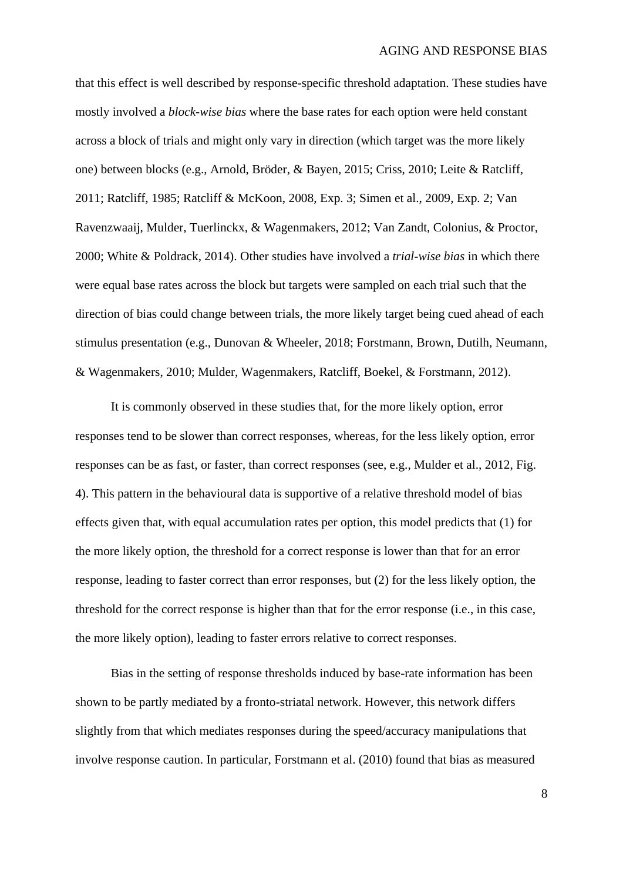that this effect is well described by response-specific threshold adaptation. These studies have mostly involved a *block-wise bias* where the base rates for each option were held constant across a block of trials and might only vary in direction (which target was the more likely one) between blocks (e.g., Arnold, Bröder, & Bayen, 2015; Criss, 2010; Leite & Ratcliff, 2011; Ratcliff, 1985; Ratcliff & McKoon, 2008, Exp. 3; Simen et al., 2009, Exp. 2; Van Ravenzwaaij, Mulder, Tuerlinckx, & Wagenmakers, 2012; Van Zandt, Colonius, & Proctor, 2000; White & Poldrack, 2014). Other studies have involved a *trial-wise bias* in which there were equal base rates across the block but targets were sampled on each trial such that the direction of bias could change between trials, the more likely target being cued ahead of each stimulus presentation (e.g., Dunovan & Wheeler, 2018; Forstmann, Brown, Dutilh, Neumann, & Wagenmakers, 2010; Mulder, Wagenmakers, Ratcliff, Boekel, & Forstmann, 2012).

It is commonly observed in these studies that, for the more likely option, error responses tend to be slower than correct responses, whereas, for the less likely option, error responses can be as fast, or faster, than correct responses (see, e.g., Mulder et al., 2012, Fig. 4). This pattern in the behavioural data is supportive of a relative threshold model of bias effects given that, with equal accumulation rates per option, this model predicts that (1) for the more likely option, the threshold for a correct response is lower than that for an error response, leading to faster correct than error responses, but (2) for the less likely option, the threshold for the correct response is higher than that for the error response (i.e., in this case, the more likely option), leading to faster errors relative to correct responses.

Bias in the setting of response thresholds induced by base-rate information has been shown to be partly mediated by a fronto-striatal network. However, this network differs slightly from that which mediates responses during the speed/accuracy manipulations that involve response caution. In particular, Forstmann et al. (2010) found that bias as measured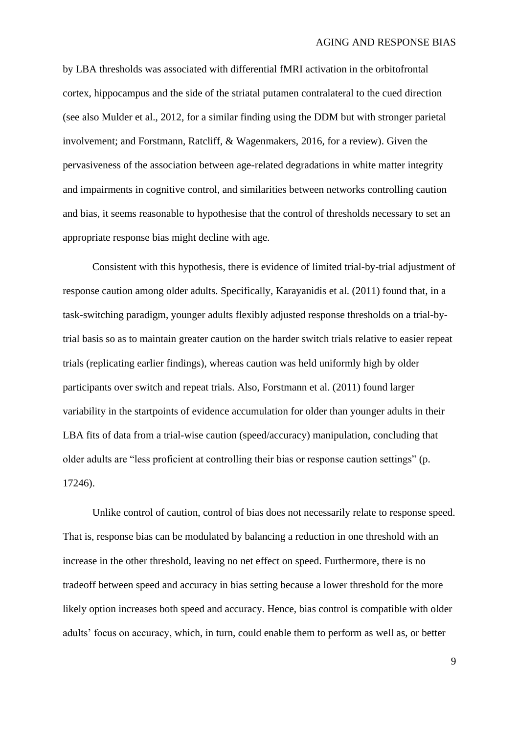by LBA thresholds was associated with differential fMRI activation in the orbitofrontal cortex, hippocampus and the side of the striatal putamen contralateral to the cued direction (see also Mulder et al., 2012, for a similar finding using the DDM but with stronger parietal involvement; and Forstmann, Ratcliff, & Wagenmakers, 2016, for a review). Given the pervasiveness of the association between age-related degradations in white matter integrity and impairments in cognitive control, and similarities between networks controlling caution and bias, it seems reasonable to hypothesise that the control of thresholds necessary to set an appropriate response bias might decline with age.

Consistent with this hypothesis, there is evidence of limited trial-by-trial adjustment of response caution among older adults. Specifically, Karayanidis et al. (2011) found that, in a task-switching paradigm, younger adults flexibly adjusted response thresholds on a trial-by-trial basis so as to maintain greater caution on the harder switch trials relative to easier repeat trials (replicating earlier findings), whereas caution was held uniformly high by older participants over switch and repeat trials. Also, Forstmann et al. (2011) found larger variability in the startpoints of evidence accumulation for older than younger adults in their LBA fits of data from a trial-wise caution (speed/accuracy) manipulation, concluding that older adults are "less proficient at controlling their bias or response caution settings" (p. 17246).

Unlike control of caution, control of bias does not necessarily relate to response speed. That is, response bias can be modulated by balancing a reduction in one threshold with an increase in the other threshold, leaving no net effect on speed. Furthermore, there is no tradeoff between speed and accuracy in bias setting because a lower threshold for the more likely option increases both speed and accuracy. Hence, bias control is compatible with older adults' focus on accuracy, which, in turn, could enable them to perform as well as, or better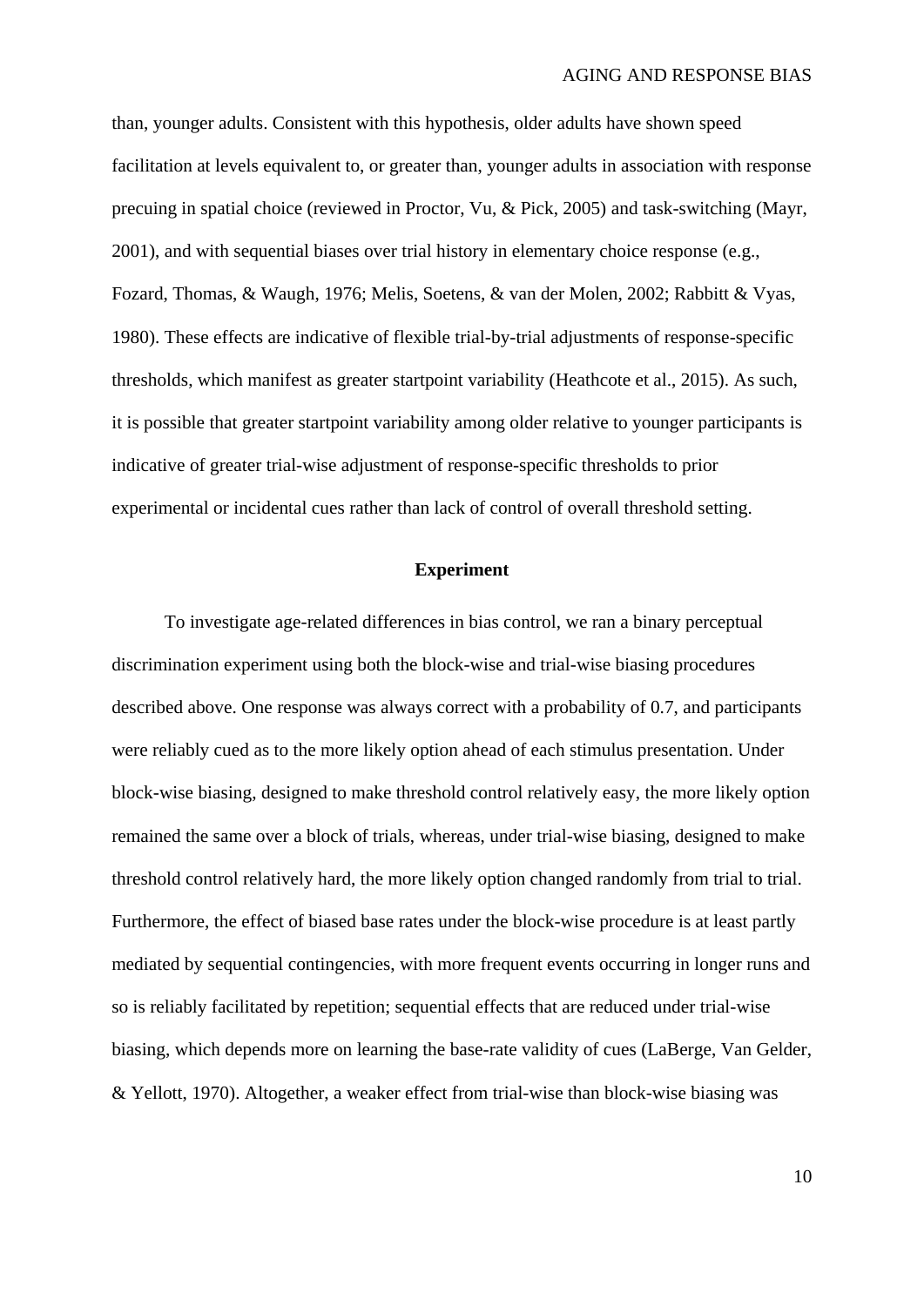than, younger adults. Consistent with this hypothesis, older adults have shown speed facilitation at levels equivalent to, or greater than, younger adults in association with response precuing in spatial choice (reviewed in Proctor, Vu, & Pick, 2005) and task-switching (Mayr, 2001), and with sequential biases over trial history in elementary choice response (e.g., Fozard, Thomas, & Waugh, 1976; Melis, Soetens, & van der Molen, 2002; Rabbitt & Vyas, 1980). These effects are indicative of flexible trial-by-trial adjustments of response-specific thresholds, which manifest as greater startpoint variability (Heathcote et al., 2015). As such, it is possible that greater startpoint variability among older relative to younger participants is indicative of greater trial-wise adjustment of response-specific thresholds to prior experimental or incidental cues rather than lack of control of overall threshold setting.

## Experiment

To investigate age-related differences in bias control, we ran a binary perceptual discrimination experiment using both the block-wise and trial-wise biasing procedures described above. One response was always correct with a probability of 0.7, and participants were reliably cued as to the more likely option ahead of each stimulus presentation. Under block-wise biasing, designed to make threshold control relatively easy, the more likely option remained the same over a block of trials, whereas, under trial-wise biasing, designed to make threshold control relatively hard, the more likely option changed randomly from trial to trial. Furthermore, the effect of biased base rates under the block-wise procedure is at least partly mediated by sequential contingencies, with more frequent events occurring in longer runs and so is reliably facilitated by repetition; sequential effects that are reduced under trial-wise biasing, which depends more on learning the base-rate validity of cues (LaBerge, Van Gelder, & Yellott, 1970). Altogether, a weaker effect from trial-wise than block-wise biasing was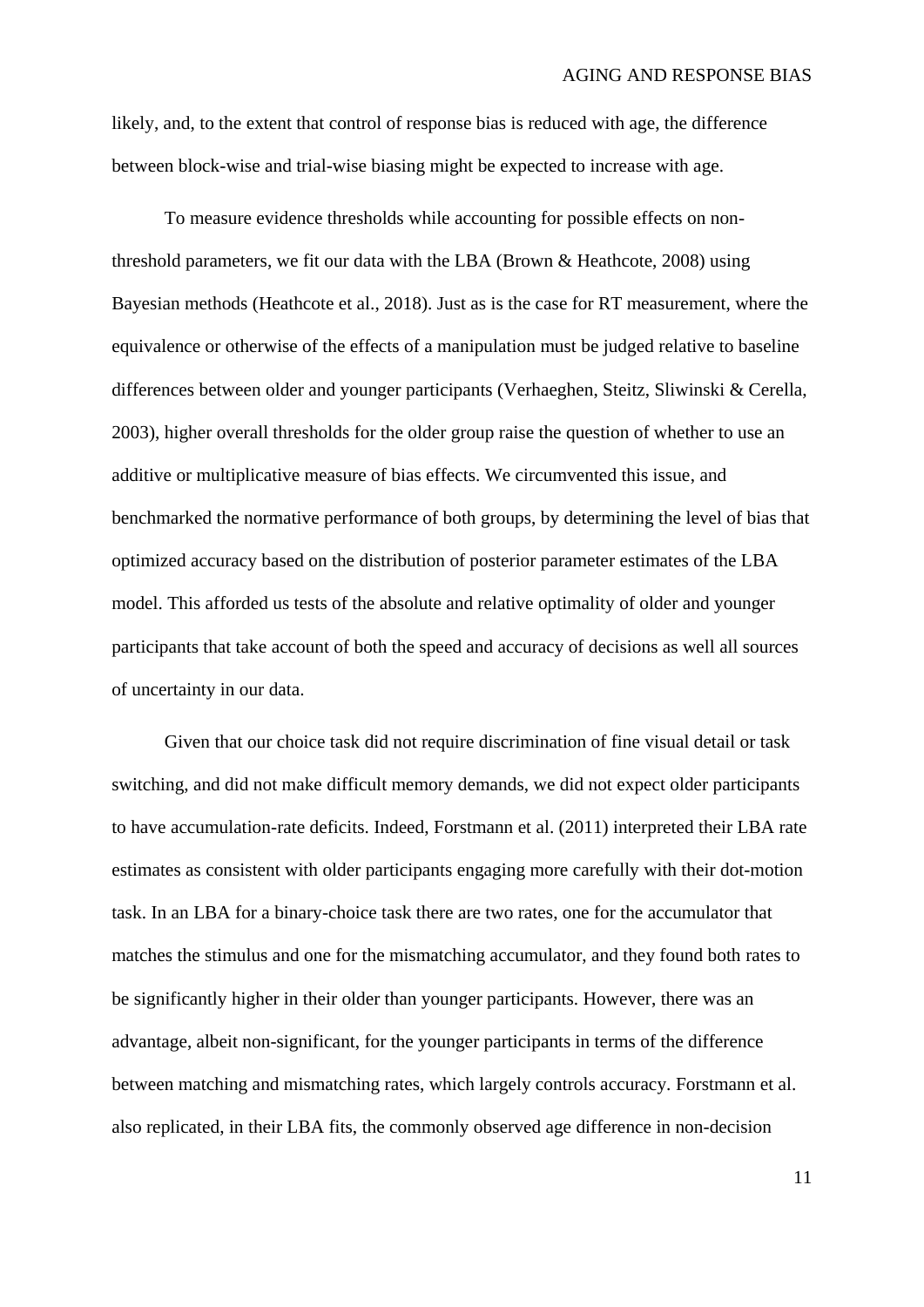likely, and, to the extent that control of response bias is reduced with age, the difference between block-wise and trial-wise biasing might be expected to increase with age.

To measure evidence thresholds while accounting for possible effects on non-threshold parameters, we fit our data with the LBA (Brown & Heathcote, 2008) using Bayesian methods (Heathcote et al., 2018). Just as is the case for RT measurement, where the equivalence or otherwise of the effects of a manipulation must be judged relative to baseline differences between older and younger participants (Verhaeghen, Steitz, Sliwinski & Cerella, 2003), higher overall thresholds for the older group raise the question of whether to use an additive or multiplicative measure of bias effects. We circumvented this issue, and benchmarked the normative performance of both groups, by determining the level of bias that optimized accuracy based on the distribution of posterior parameter estimates of the LBA model. This afforded us tests of the absolute and relative optimality of older and younger participants that take account of both the speed and accuracy of decisions as well all sources of uncertainty in our data.

Given that our choice task did not require discrimination of fine visual detail or task switching, and did not make difficult memory demands, we did not expect older participants to have accumulation-rate deficits. Indeed, Forstmann et al. (2011) interpreted their LBA rate estimates as consistent with older participants engaging more carefully with their dot-motion task. In an LBA for a binary-choice task there are two rates, one for the accumulator that matches the stimulus and one for the mismatching accumulator, and they found both rates to be significantly higher in their older than younger participants. However, there was an advantage, albeit non-significant, for the younger participants in terms of the difference between matching and mismatching rates, which largely controls accuracy. Forstmann et al. also replicated, in their LBA fits, the commonly observed age difference in non-decision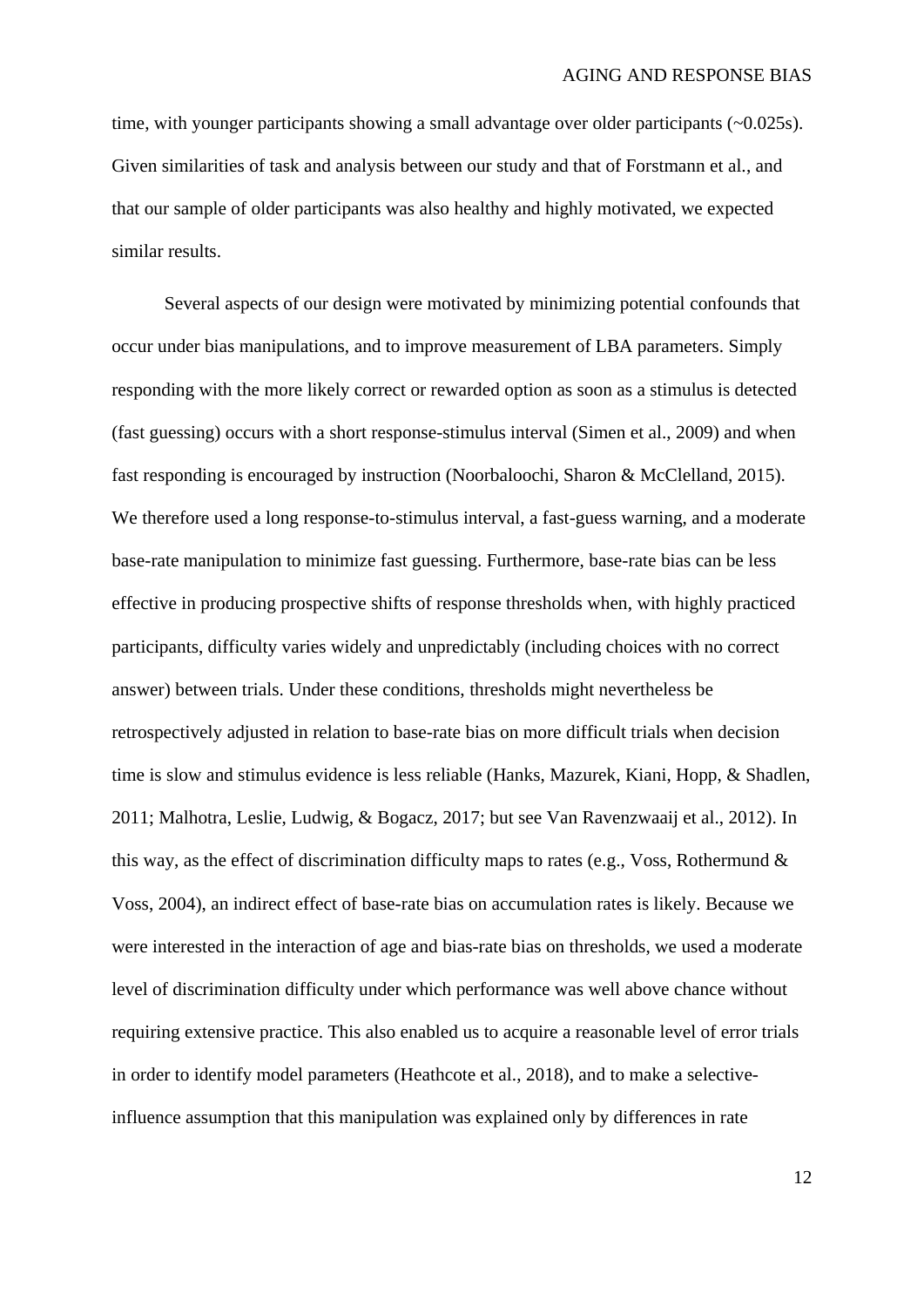time, with younger participants showing a small advantage over older participants (~0.025s). Given similarities of task and analysis between our study and that of Forstmann et al., and that our sample of older participants was also healthy and highly motivated, we expected similar results.

Several aspects of our design were motivated by minimizing potential confounds that occur under bias manipulations, and to improve measurement of LBA parameters. Simply responding with the more likely correct or rewarded option as soon as a stimulus is detected (fast guessing) occurs with a short response-stimulus interval (Simen et al., 2009) and when fast responding is encouraged by instruction (Noorbaloochi, Sharon & McClelland, 2015). We therefore used a long response-to-stimulus interval, a fast-guess warning, and a moderate base-rate manipulation to minimize fast guessing. Furthermore, base-rate bias can be less effective in producing prospective shifts of response thresholds when, with highly practiced participants, difficulty varies widely and unpredictably (including choices with no correct answer) between trials. Under these conditions, thresholds might nevertheless be retrospectively adjusted in relation to base-rate bias on more difficult trials when decision time is slow and stimulus evidence is less reliable (Hanks, Mazurek, Kiani, Hopp, & Shadlen, 2011; Malhotra, Leslie, Ludwig, & Bogacz, 2017; but see Van Ravenzwaaij et al., 2012). In this way, as the effect of discrimination difficulty maps to rates (e.g., Voss, Rothermund & Voss, 2004), an indirect effect of base-rate bias on accumulation rates is likely. Because we were interested in the interaction of age and bias-rate bias on thresholds, we used a moderate level of discrimination difficulty under which performance was well above chance without requiring extensive practice. This also enabled us to acquire a reasonable level of error trials in order to identify model parameters (Heathcote et al., 2018), and to make a selective-influence assumption that this manipulation was explained only by differences in rate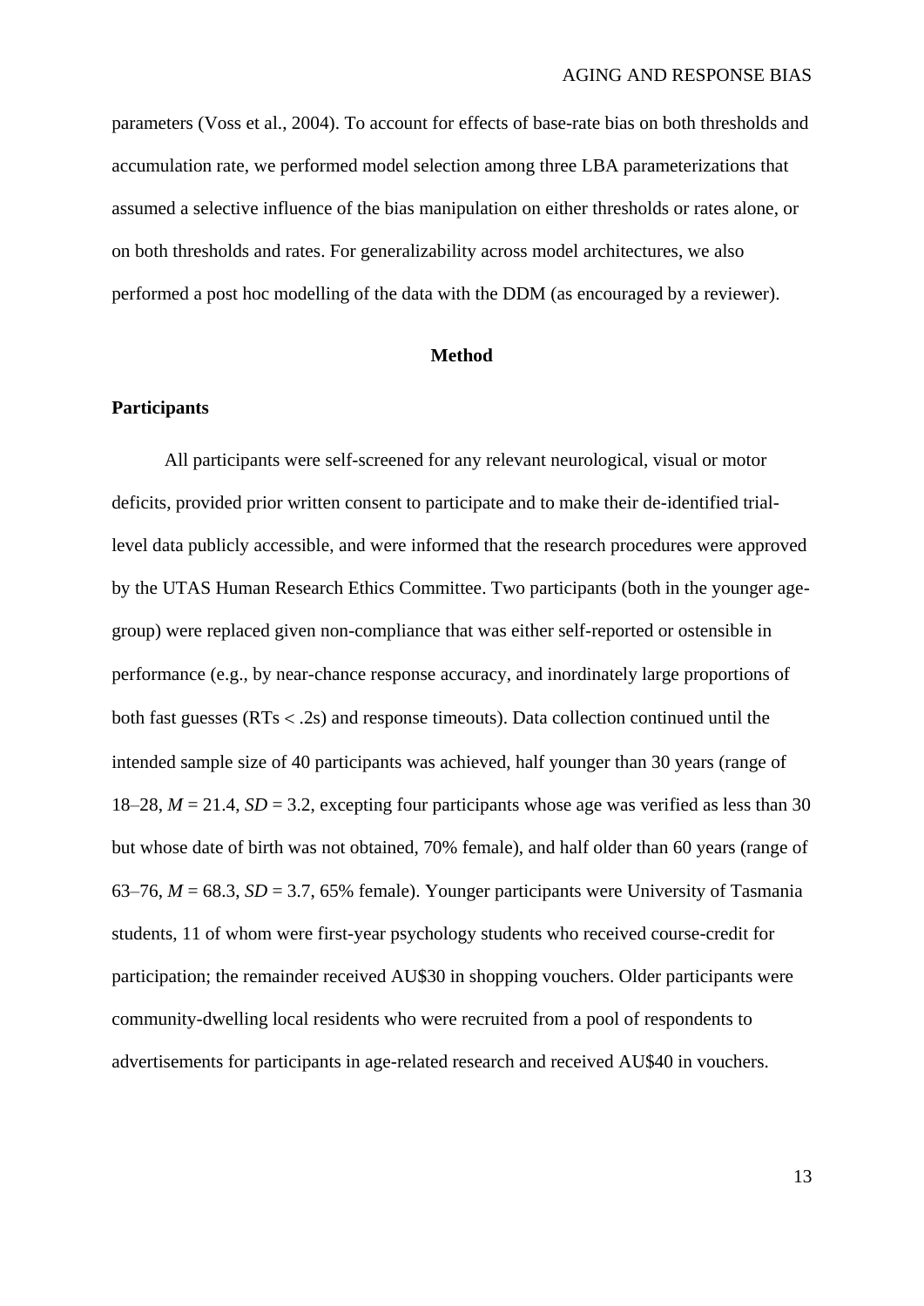parameters (Voss et al., 2004). To account for effects of base-rate bias on both thresholds and accumulation rate, we performed model selection among three LBA parameterizations that assumed a selective influence of the bias manipulation on either thresholds or rates alone, or on both thresholds and rates. For generalizability across model architectures, we also performed a post hoc modelling of the data with the DDM (as encouraged by a reviewer).

## Method

### Participants

All participants were self-screened for any relevant neurological, visual or motor deficits, provided prior written consent to participate and to make their de-identified trial-level data publicly accessible, and were informed that the research procedures were approved by the UTAS Human Research Ethics Committee. Two participants (both in the younger age-group) were replaced given non-compliance that was either self-reported or ostensible in performance (e.g., by near-chance response accuracy, and inordinately large proportions of both fast guesses (RTs < .2s) and response timeouts). Data collection continued until the intended sample size of 40 participants was achieved, half younger than 30 years (range of 18–28, *M* = 21.4, *SD* = 3.2, excepting four participants whose age was verified as less than 30 but whose date of birth was not obtained, 70% female), and half older than 60 years (range of 63–76, *M* = 68.3, *SD* = 3.7, 65% female). Younger participants were University of Tasmania students, 11 of whom were first-year psychology students who received course-credit for participation; the remainder received AU$30 in shopping vouchers. Older participants were community-dwelling local residents who were recruited from a pool of respondents to advertisements for participants in age-related research and received AU$40 in vouchers.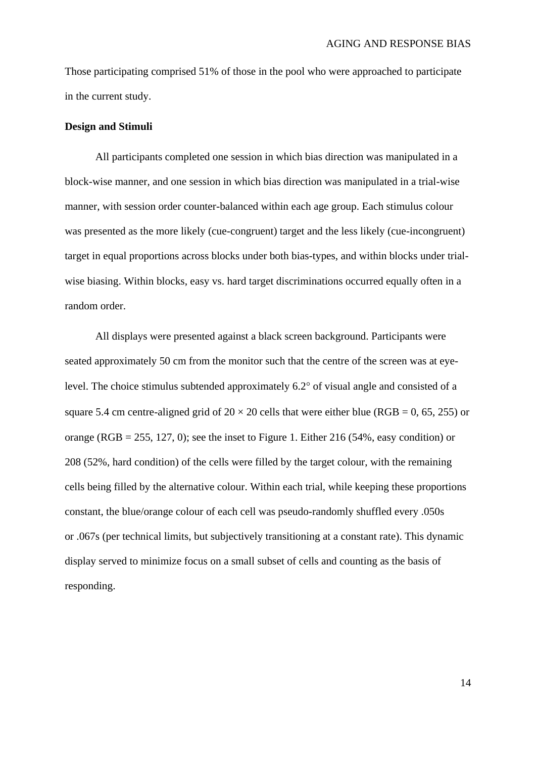Those participating comprised 51% of those in the pool who were approached to participate in the current study.

**Design and Stimuli**

All participants completed one session in which bias direction was manipulated in a block-wise manner, and one session in which bias direction was manipulated in a trial-wise manner, with session order counter-balanced within each age group. Each stimulus colour was presented as the more likely (cue-congruent) target and the less likely (cue-incongruent) target in equal proportions across blocks under both bias-types, and within blocks under trial-wise biasing. Within blocks, easy vs. hard target discriminations occurred equally often in a random order.

All displays were presented against a black screen background. Participants were seated approximately 50 cm from the monitor such that the centre of the screen was at eye-level. The choice stimulus subtended approximately 6.2° of visual angle and consisted of a square 5.4 cm centre-aligned grid of $20 \times 20$ cells that were either blue (RGB = 0, 65, 255) or orange (RGB = 255, 127, 0); see the inset to Figure 1. Either 216 (54%, easy condition) or 208 (52%, hard condition) of the cells were filled by the target colour, with the remaining cells being filled by the alternative colour. Within each trial, while keeping these proportions constant, the blue/orange colour of each cell was pseudo-randomly shuffled every .050s or .067s (per technical limits, but subjectively transitioning at a constant rate). This dynamic display served to minimize focus on a small subset of cells and counting as the basis of responding.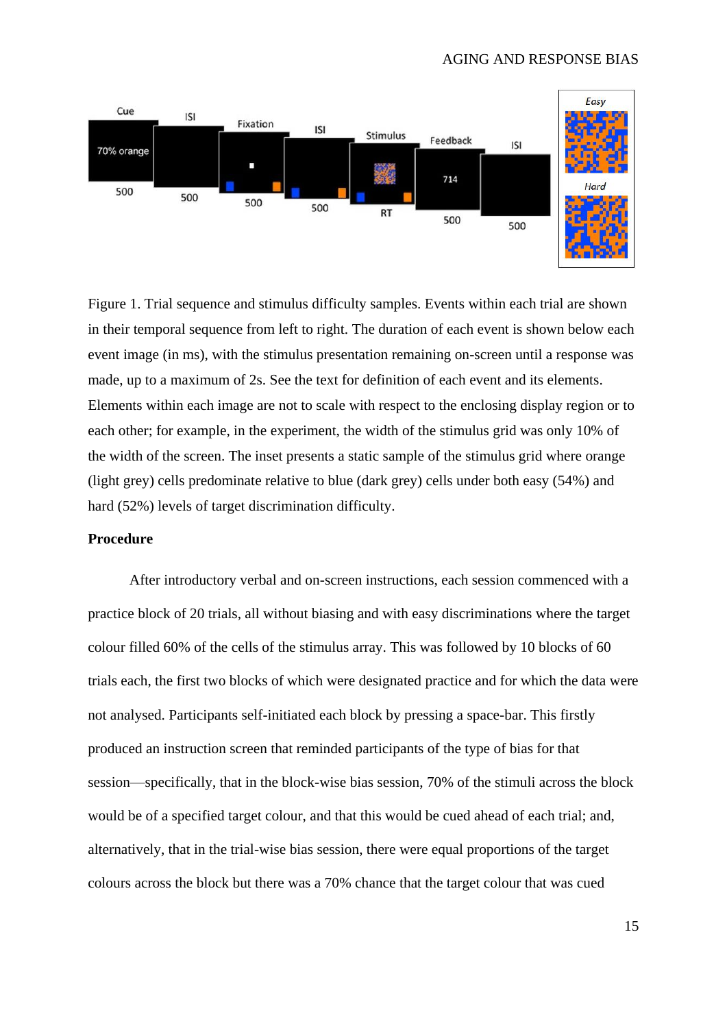Figure 1. Trial sequence and stimulus difficulty samples. Events within each trial are shown in their temporal sequence from left to right. The duration of each event is shown below each event image (in ms), with the stimulus presentation remaining on-screen until a response was made, up to a maximum of 2s. See the text for definition of each event and its elements. Elements within each image are not to scale with respect to the enclosing display region or to each other; for example, in the experiment, the width of the stimulus grid was only 10% of the width of the screen. The inset presents a static sample of the stimulus grid where orange (light grey) cells predominate relative to blue (dark grey) cells under both easy (54%) and hard (52%) levels of target discrimination difficulty.

**Procedure**

After introductory verbal and on-screen instructions, each session commenced with a practice block of 20 trials, all without biasing and with easy discriminations where the target colour filled 60% of the cells of the stimulus array. This was followed by 10 blocks of 60 trials each, the first two blocks of which were designated practice and for which the data were not analysed. Participants self-initiated each block by pressing a space-bar. This firstly produced an instruction screen that reminded participants of the type of bias for that session—specifically, that in the block-wise bias session, 70% of the stimuli across the block would be of a specified target colour, and that this would be cued ahead of each trial; and, alternatively, that in the trial-wise bias session, there were equal proportions of the target colours across the block but there was a 70% chance that the target colour that was cued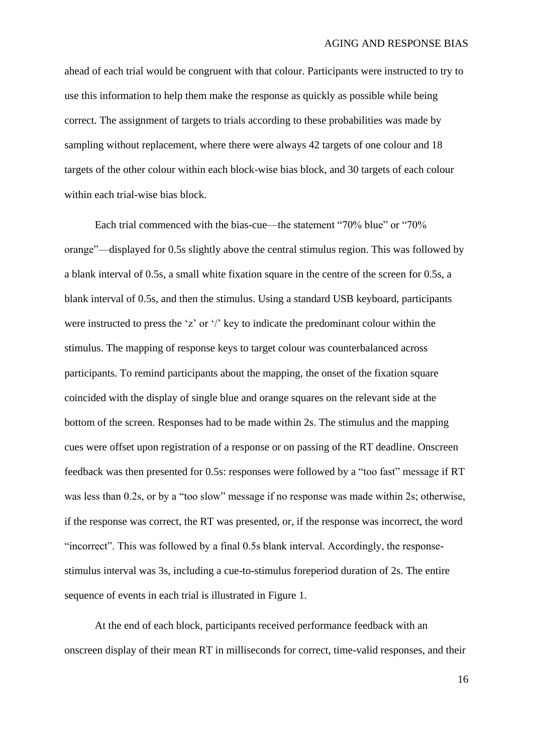ahead of each trial would be congruent with that colour. Participants were instructed to try to use this information to help them make the response as quickly as possible while being correct. The assignment of targets to trials according to these probabilities was made by sampling without replacement, where there were always 42 targets of one colour and 18 targets of the other colour within each block-wise bias block, and 30 targets of each colour within each trial-wise bias block.

Each trial commenced with the bias-cue—the statement "70% blue" or "70% orange"—displayed for 0.5s slightly above the central stimulus region. This was followed by a blank interval of 0.5s, a small white fixation square in the centre of the screen for 0.5s, a blank interval of 0.5s, and then the stimulus. Using a standard USB keyboard, participants were instructed to press the 'z' or '/' key to indicate the predominant colour within the stimulus. The mapping of response keys to target colour was counterbalanced across participants. To remind participants about the mapping, the onset of the fixation square coincided with the display of single blue and orange squares on the relevant side at the bottom of the screen. Responses had to be made within 2s. The stimulus and the mapping cues were offset upon registration of a response or on passing of the RT deadline. Onscreen feedback was then presented for 0.5s: responses were followed by a "too fast" message if RT was less than 0.2s, or by a "too slow" message if no response was made within 2s; otherwise, if the response was correct, the RT was presented, or, if the response was incorrect, the word "incorrect". This was followed by a final 0.5s blank interval. Accordingly, the response-stimulus interval was 3s, including a cue-to-stimulus foreperiod duration of 2s. The entire sequence of events in each trial is illustrated in Figure 1.

At the end of each block, participants received performance feedback with an onscreen display of their mean RT in milliseconds for correct, time-valid responses, and their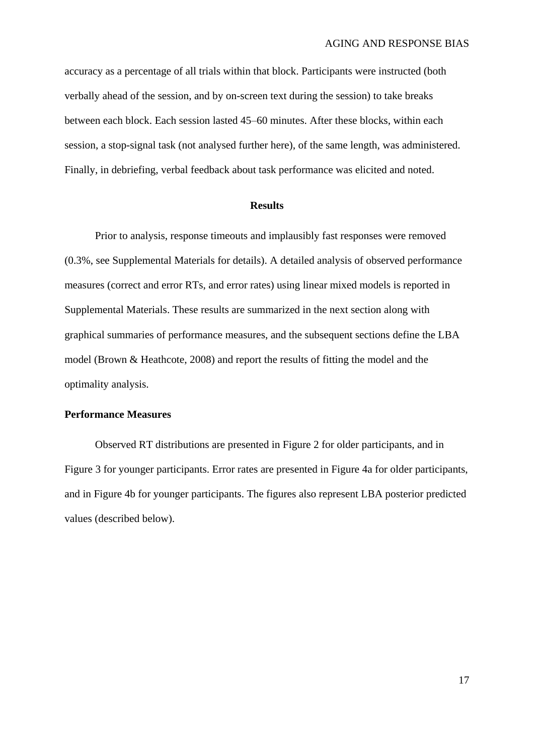accuracy as a percentage of all trials within that block. Participants were instructed (both verbally ahead of the session, and by on-screen text during the session) to take breaks between each block. Each session lasted 45–60 minutes. After these blocks, within each session, a stop-signal task (not analysed further here), of the same length, was administered. Finally, in debriefing, verbal feedback about task performance was elicited and noted.

## Results

Prior to analysis, response timeouts and implausibly fast responses were removed (0.3%, see Supplemental Materials for details). A detailed analysis of observed performance measures (correct and error RTs, and error rates) using linear mixed models is reported in Supplemental Materials. These results are summarized in the next section along with graphical summaries of performance measures, and the subsequent sections define the LBA model (Brown & Heathcote, 2008) and report the results of fitting the model and the optimality analysis.

### Performance Measures

Observed RT distributions are presented in Figure 2 for older participants, and in Figure 3 for younger participants. Error rates are presented in Figure 4a for older participants, and in Figure 4b for younger participants. The figures also represent LBA posterior predicted values (described below).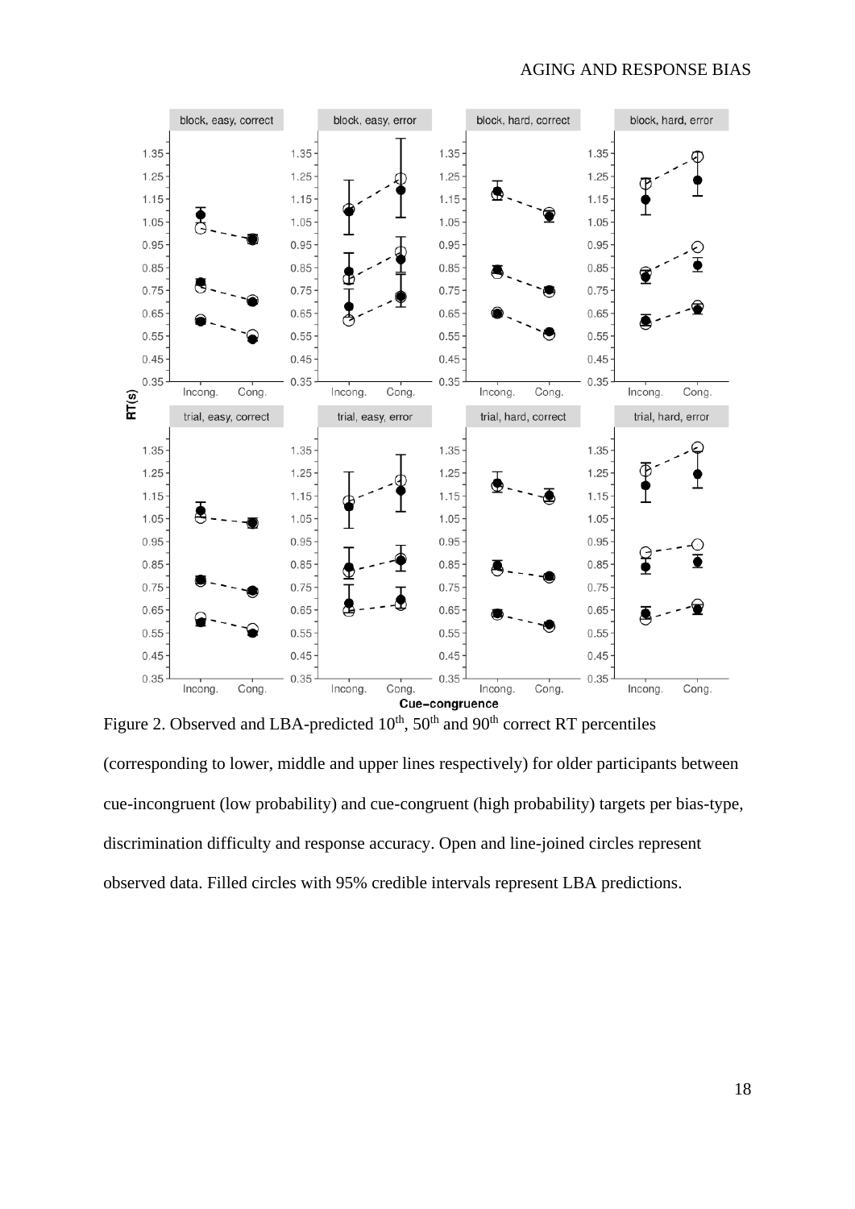Figure 2. Observed and LBA-predicted $10^{th}$, $50^{th}$ and $90^{th}$ correct RT percentiles (corresponding to lower, middle and upper lines respectively) for older participants between cue-incongruent (low probability) and cue-congruent (high probability) targets per bias-type, discrimination difficulty and response accuracy. Open and line-joined circles represent observed data. Filled circles with 95% credible intervals represent LBA predictions.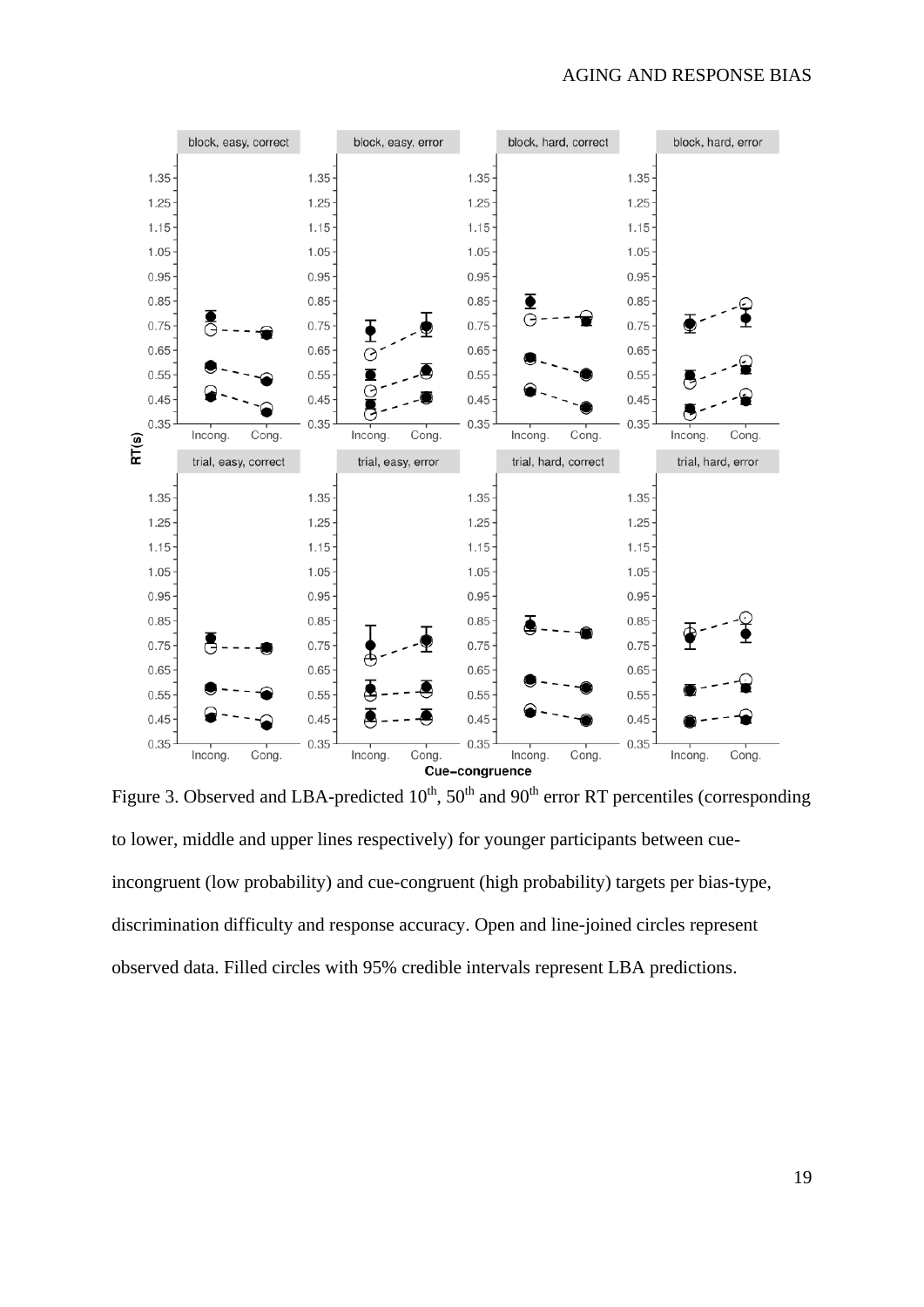Figure 3. Observed and LBA-predicted 10th, 50th and 90th error RT percentiles (corresponding to lower, middle and upper lines respectively) for younger participants between cue-incongruent (low probability) and cue-congruent (high probability) targets per bias-type, discrimination difficulty and response accuracy. Open and line-joined circles represent observed data. Filled circles with 95% credible intervals represent LBA predictions.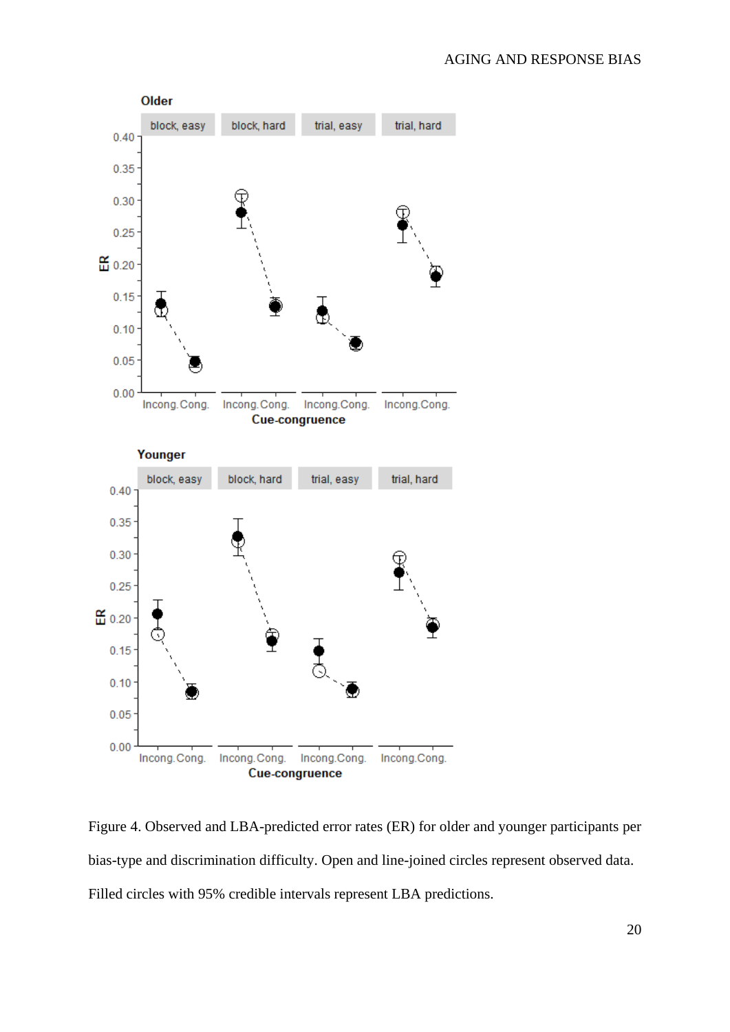Figure 4. Observed and LBA-predicted error rates (ER) for older and younger participants per bias-type and discrimination difficulty. Open and line-joined circles represent observed data. Filled circles with 95% credible intervals represent LBA predictions.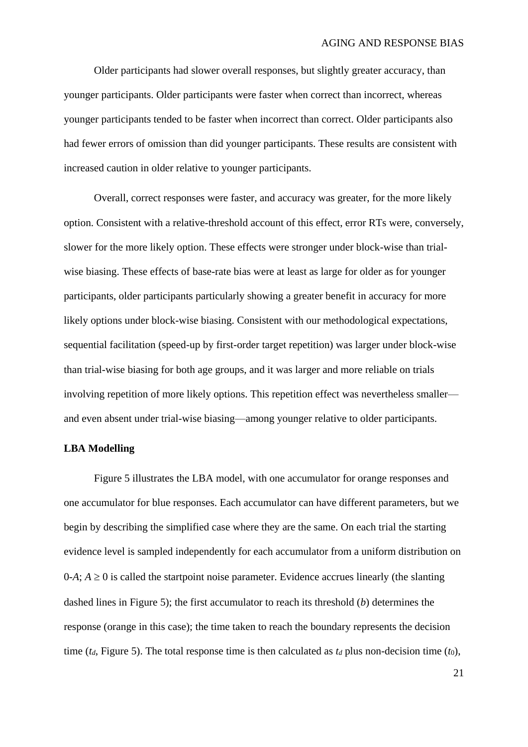Older participants had slower overall responses, but slightly greater accuracy, than younger participants. Older participants were faster when correct than incorrect, whereas younger participants tended to be faster when incorrect than correct. Older participants also had fewer errors of omission than did younger participants. These results are consistent with increased caution in older relative to younger participants.

Overall, correct responses were faster, and accuracy was greater, for the more likely option. Consistent with a relative-threshold account of this effect, error RTs were, conversely, slower for the more likely option. These effects were stronger under block-wise than trial-wise biasing. These effects of base-rate bias were at least as large for older as for younger participants, older participants particularly showing a greater benefit in accuracy for more likely options under block-wise biasing. Consistent with our methodological expectations, sequential facilitation (speed-up by first-order target repetition) was larger under block-wise than trial-wise biasing for both age groups, and it was larger and more reliable on trials involving repetition of more likely options. This repetition effect was nevertheless smaller—and even absent under trial-wise biasing—among younger relative to older participants.

**LBA Modelling**

Figure 5 illustrates the LBA model, with one accumulator for orange responses and one accumulator for blue responses. Each accumulator can have different parameters, but we begin by describing the simplified case where they are the same. On each trial the starting evidence level is sampled independently for each accumulator from a uniform distribution on 0-$A$; $A \geq 0$ is called the startpoint noise parameter. Evidence accrues linearly (the slanting dashed lines in Figure 5); the first accumulator to reach its threshold ($b$) determines the response (orange in this case); the time taken to reach the boundary represents the decision time ($t_d$, Figure 5). The total response time is then calculated as $t_d$ plus non-decision time ($t_0$),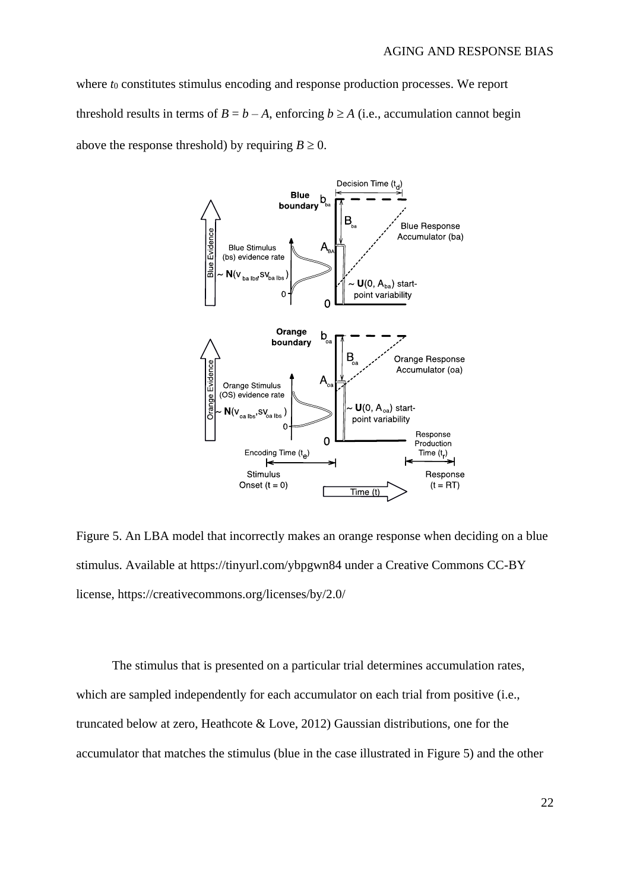where $t_0$ constitutes stimulus encoding and response production processes. We report threshold results in terms of $B = b – A$, enforcing $b \geq A$ (i.e., accumulation cannot begin above the response threshold) by requiring $B \geq 0$.

Figure 5. An LBA model that incorrectly makes an orange response when deciding on a blue stimulus. Available at https://tinyurl.com/ybpgwn84 under a Creative Commons CC-BY license, https://creativecommons.org/licenses/by/2.0/

The stimulus that is presented on a particular trial determines accumulation rates, which are sampled independently for each accumulator on each trial from positive (i.e., truncated below at zero, Heathcote & Love, 2012) Gaussian distributions, one for the accumulator that matches the stimulus (blue in the case illustrated in Figure 5) and the other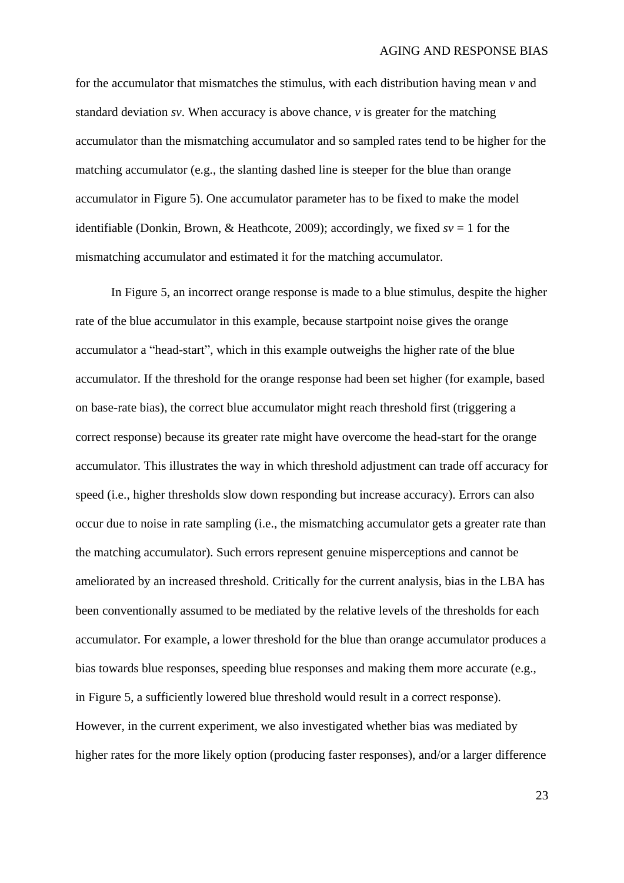for the accumulator that mismatches the stimulus, with each distribution having mean $v$ and standard deviation $sv$. When accuracy is above chance, $v$ is greater for the matching accumulator than the mismatching accumulator and so sampled rates tend to be higher for the matching accumulator (e.g., the slanting dashed line is steeper for the blue than orange accumulator in Figure 5). One accumulator parameter has to be fixed to make the model identifiable (Donkin, Brown, & Heathcote, 2009); accordingly, we fixed $sv = 1$ for the mismatching accumulator and estimated it for the matching accumulator.

In Figure 5, an incorrect orange response is made to a blue stimulus, despite the higher rate of the blue accumulator in this example, because startpoint noise gives the orange accumulator a "head-start", which in this example outweighs the higher rate of the blue accumulator. If the threshold for the orange response had been set higher (for example, based on base-rate bias), the correct blue accumulator might reach threshold first (triggering a correct response) because its greater rate might have overcome the head-start for the orange accumulator. This illustrates the way in which threshold adjustment can trade off accuracy for speed (i.e., higher thresholds slow down responding but increase accuracy). Errors can also occur due to noise in rate sampling (i.e., the mismatching accumulator gets a greater rate than the matching accumulator). Such errors represent genuine misperceptions and cannot be ameliorated by an increased threshold. Critically for the current analysis, bias in the LBA has been conventionally assumed to be mediated by the relative levels of the thresholds for each accumulator. For example, a lower threshold for the blue than orange accumulator produces a bias towards blue responses, speeding blue responses and making them more accurate (e.g., in Figure 5, a sufficiently lowered blue threshold would result in a correct response). However, in the current experiment, we also investigated whether bias was mediated by higher rates for the more likely option (producing faster responses), and/or a larger difference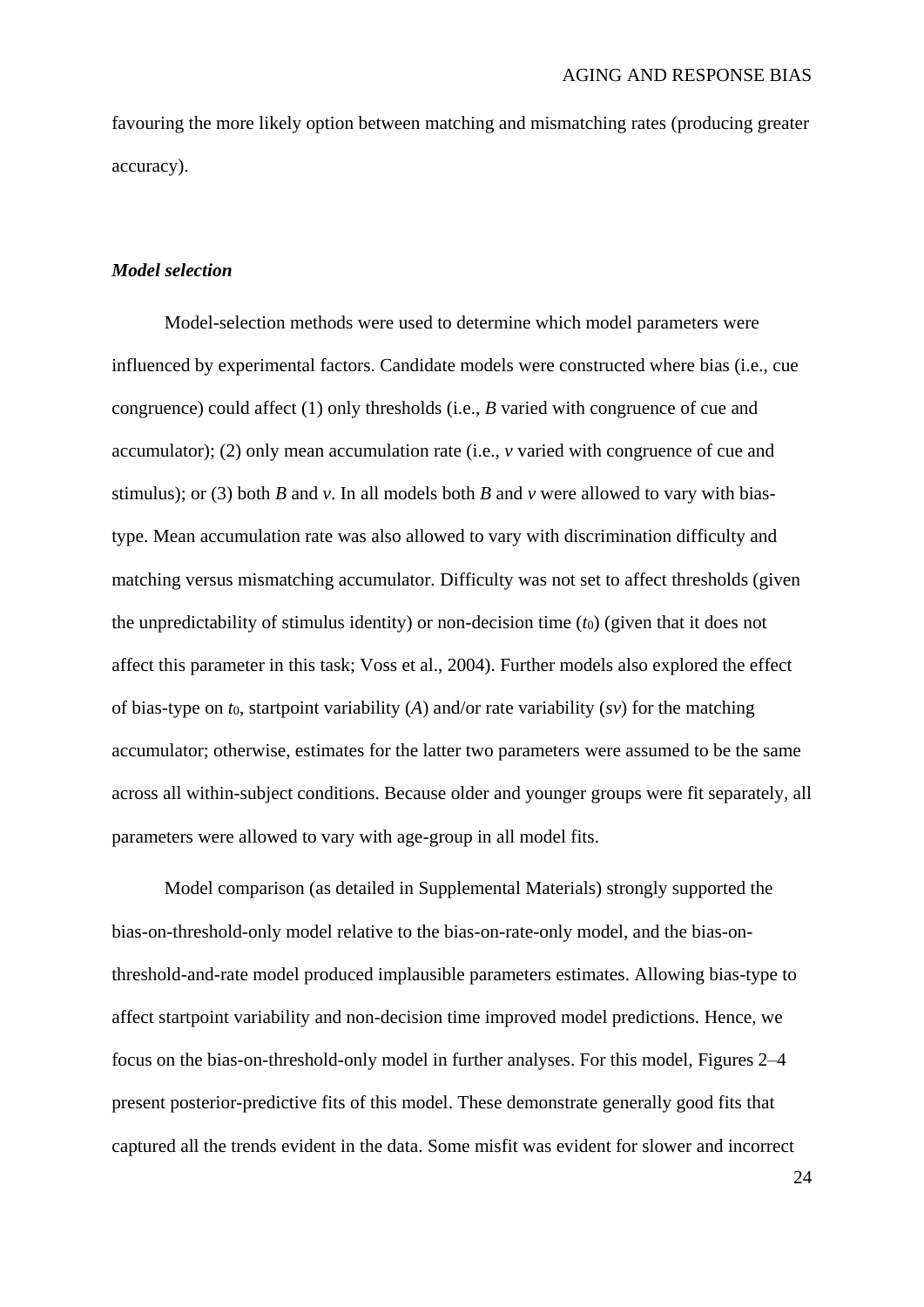favouring the more likely option between matching and mismatching rates (producing greater accuracy).

***Model selection***

Model-selection methods were used to determine which model parameters were influenced by experimental factors. Candidate models were constructed where bias (i.e., cue congruence) could affect (1) only thresholds (i.e., *B* varied with congruence of cue and accumulator); (2) only mean accumulation rate (i.e., *v* varied with congruence of cue and stimulus); or (3) both *B* and *v*. In all models both *B* and *v* were allowed to vary with bias-type. Mean accumulation rate was also allowed to vary with discrimination difficulty and matching versus mismatching accumulator. Difficulty was not set to affect thresholds (given the unpredictability of stimulus identity) or non-decision time ($t_0$) (given that it does not affect this parameter in this task; Voss et al., 2004). Further models also explored the effect of bias-type on $t_0$, startpoint variability (*A*) and/or rate variability (*sv*) for the matching accumulator; otherwise, estimates for the latter two parameters were assumed to be the same across all within-subject conditions. Because older and younger groups were fit separately, all parameters were allowed to vary with age-group in all model fits.

Model comparison (as detailed in Supplemental Materials) strongly supported the bias-on-threshold-only model relative to the bias-on-rate-only model, and the bias-on-threshold-and-rate model produced implausible parameters estimates. Allowing bias-type to affect startpoint variability and non-decision time improved model predictions. Hence, we focus on the bias-on-threshold-only model in further analyses. For this model, Figures 2–4 present posterior-predictive fits of this model. These demonstrate generally good fits that captured all the trends evident in the data. Some misfit was evident for slower and incorrect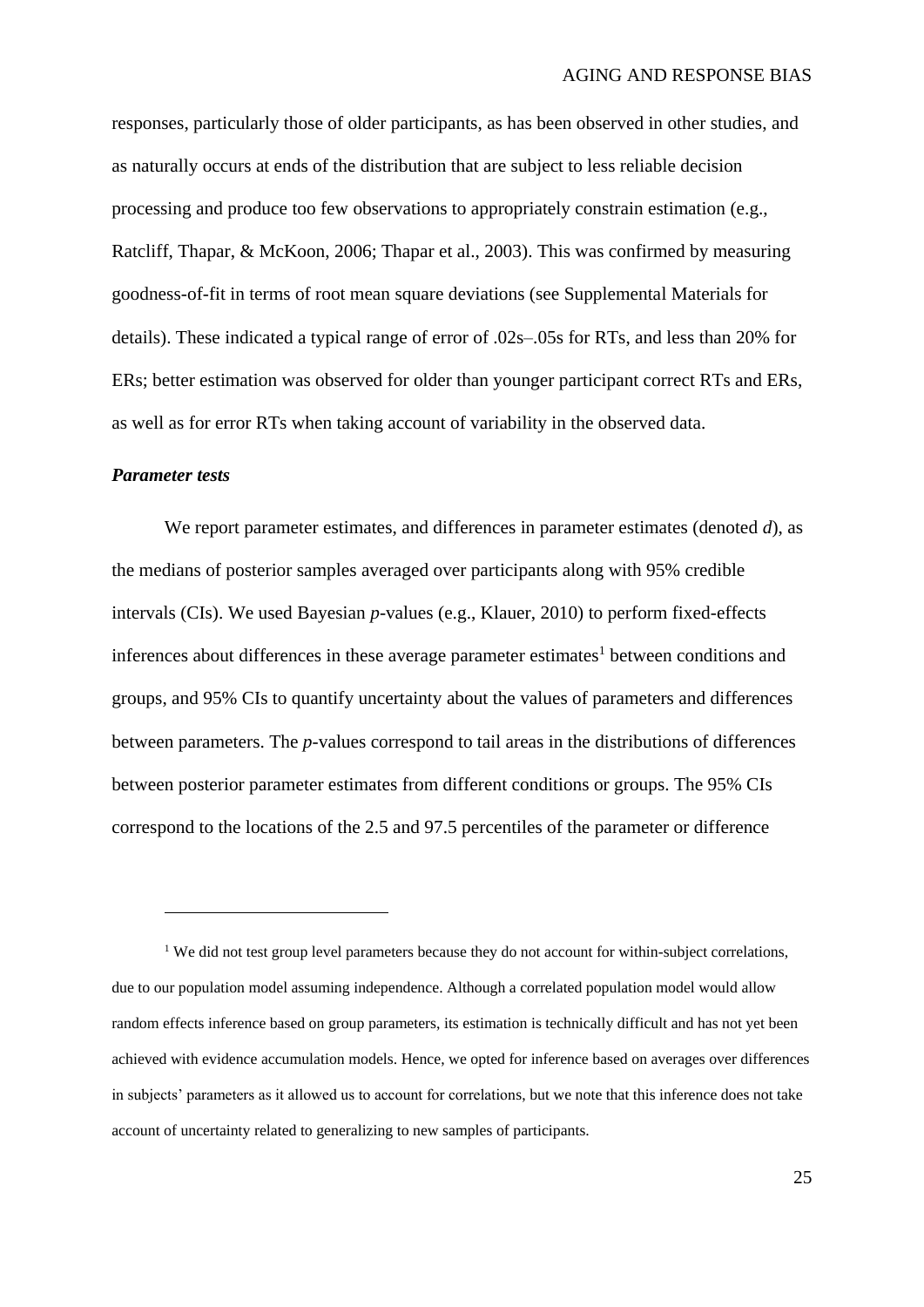responses, particularly those of older participants, as has been observed in other studies, and as naturally occurs at ends of the distribution that are subject to less reliable decision processing and produce too few observations to appropriately constrain estimation (e.g., Ratcliff, Thapar, & McKoon, 2006; Thapar et al., 2003). This was confirmed by measuring goodness-of-fit in terms of root mean square deviations (see Supplemental Materials for details). These indicated a typical range of error of .02s–.05s for RTs, and less than 20% for ERs; better estimation was observed for older than younger participant correct RTs and ERs, as well as for error RTs when taking account of variability in the observed data.

### *Parameter tests*

We report parameter estimates, and differences in parameter estimates (denoted *d*), as the medians of posterior samples averaged over participants along with 95% credible intervals (CIs). We used Bayesian *p*-values (e.g., Klauer, 2010) to perform fixed-effects inferences about differences in these average parameter estimates[1] between conditions and groups, and 95% CIs to quantify uncertainty about the values of parameters and differences between parameters. The *p*-values correspond to tail areas in the distributions of differences between posterior parameter estimates from different conditions or groups. The 95% CIs correspond to the locations of the 2.5 and 97.5 percentiles of the parameter or difference

---

[1] We did not test group level parameters because they do not account for within-subject correlations, due to our population model assuming independence. Although a correlated population model would allow random effects inference based on group parameters, its estimation is technically difficult and has not yet been achieved with evidence accumulation models. Hence, we opted for inference based on averages over differences in subjects' parameters as it allowed us to account for correlations, but we note that this inference does not take account of uncertainty related to generalizing to new samples of participants.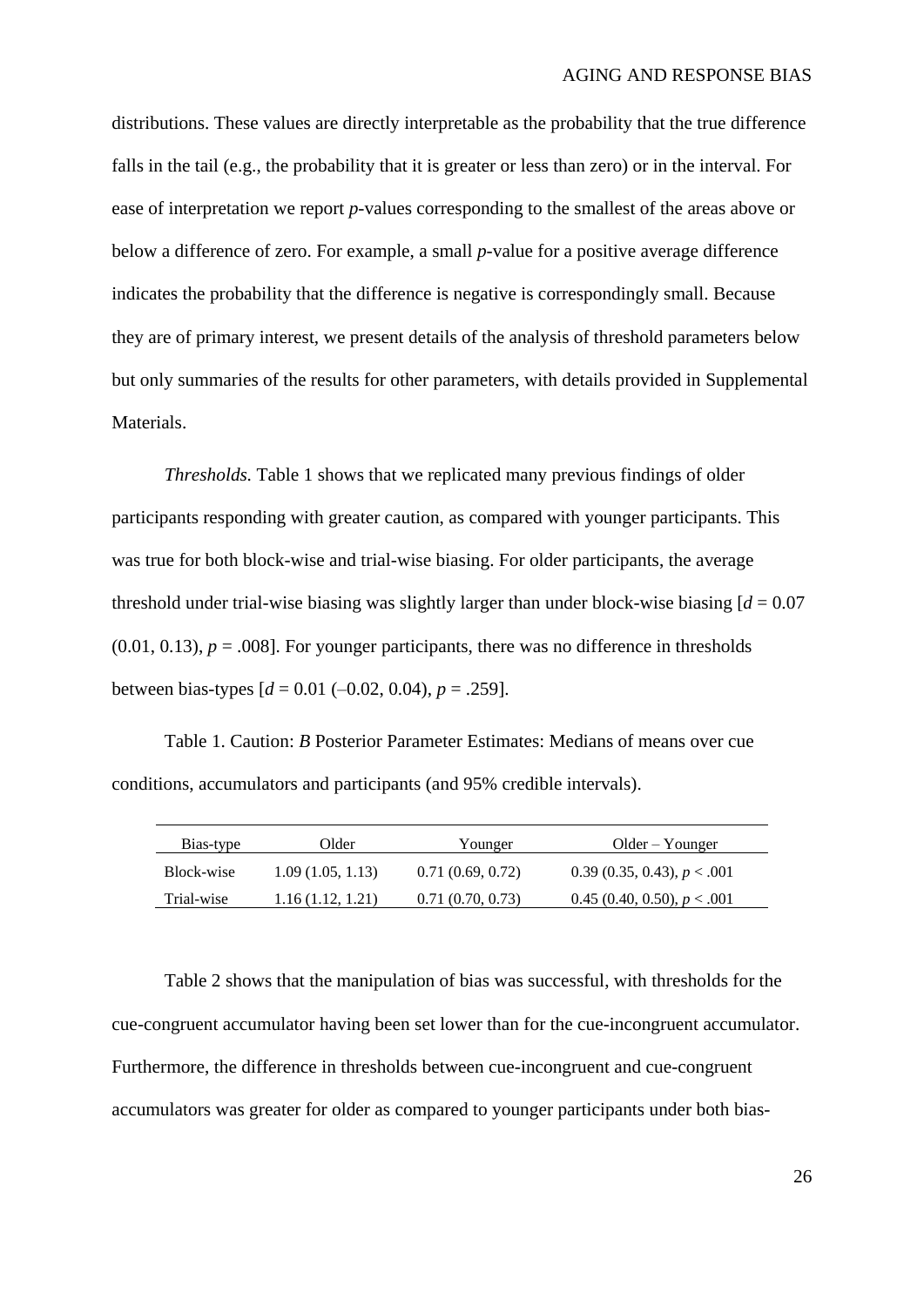distributions. These values are directly interpretable as the probability that the true difference falls in the tail (e.g., the probability that it is greater or less than zero) or in the interval. For ease of interpretation we report *p*-values corresponding to the smallest of the areas above or below a difference of zero. For example, a small *p*-value for a positive average difference indicates the probability that the difference is negative is correspondingly small. Because they are of primary interest, we present details of the analysis of threshold parameters below but only summaries of the results for other parameters, with details provided in Supplemental Materials.

*Thresholds.* Table 1 shows that we replicated many previous findings of older participants responding with greater caution, as compared with younger participants. This was true for both block-wise and trial-wise biasing. For older participants, the average threshold under trial-wise biasing was slightly larger than under block-wise biasing [$d = 0.07$ (0.01, 0.13), $p = .008$]. For younger participants, there was no difference in thresholds between bias-types [$d = 0.01$ (–0.02, 0.04), $p = .259$].

Table 1. Caution: *B* Posterior Parameter Estimates: Medians of means over cue conditions, accumulators and participants (and 95% credible intervals).

| Bias-type | Older | Younger | Older – Younger |
|---|---|---|---|
| Block-wise | 1.09 (1.05, 1.13) | 0.71 (0.69, 0.72) | 0.39 (0.35, 0.43), $p < .001$ |
| Trial-wise | 1.16 (1.12, 1.21) | 0.71 (0.70, 0.73) | 0.45 (0.40, 0.50), $p < .001$ |

Table 2 shows that the manipulation of bias was successful, with thresholds for the cue-congruent accumulator having been set lower than for the cue-incongruent accumulator. Furthermore, the difference in thresholds between cue-incongruent and cue-congruent accumulators was greater for older as compared to younger participants under both bias-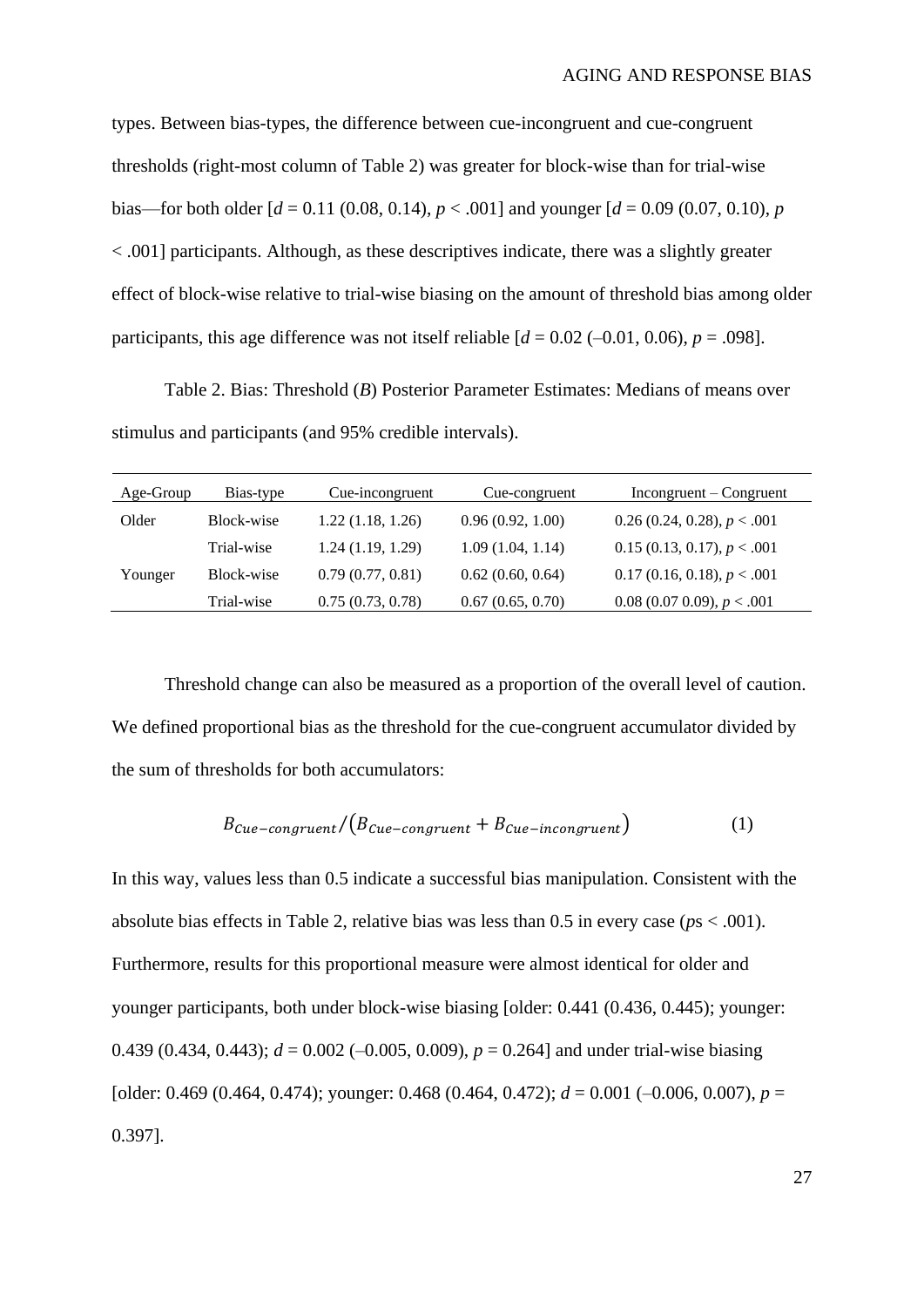types. Between bias-types, the difference between cue-incongruent and cue-congruent thresholds (right-most column of Table 2) was greater for block-wise than for trial-wise bias—for both older [$d = 0.11$ (0.08, 0.14), $p < .001$] and younger [$d = 0.09$ (0.07, 0.10), $p < .001$] participants. Although, as these descriptives indicate, there was a slightly greater effect of block-wise relative to trial-wise biasing on the amount of threshold bias among older participants, this age difference was not itself reliable [$d = 0.02$ (–0.01, 0.06), $p = .098$].

Table 2. Bias: Threshold (*B*) Posterior Parameter Estimates: Medians of means over stimulus and participants (and 95% credible intervals).

| Age-Group | Bias-type | Cue-incongruent | Cue-congruent | Incongruent – Congruent |
|---|---|---|---|---|
| Older | Block-wise | 1.22 (1.18, 1.26) | 0.96 (0.92, 1.00) | 0.26 (0.24, 0.28), $p < .001$ |
| | Trial-wise | 1.24 (1.19, 1.29) | 1.09 (1.04, 1.14) | 0.15 (0.13, 0.17), $p < .001$ |
| Younger | Block-wise | 0.79 (0.77, 0.81) | 0.62 (0.60, 0.64) | 0.17 (0.16, 0.18), $p < .001$ |
| | Trial-wise | 0.75 (0.73, 0.78) | 0.67 (0.65, 0.70) | 0.08 (0.07 0.09), $p < .001$ |

Threshold change can also be measured as a proportion of the overall level of caution. We defined proportional bias as the threshold for the cue-congruent accumulator divided by the sum of thresholds for both accumulators:

$$B_{Cue-congruent}/\left(B_{Cue-congruent} + B_{Cue-incongruent}\right) \qquad (1)$$

In this way, values less than 0.5 indicate a successful bias manipulation. Consistent with the absolute bias effects in Table 2, relative bias was less than 0.5 in every case ($p$s $< .001$). Furthermore, results for this proportional measure were almost identical for older and younger participants, both under block-wise biasing [older: 0.441 (0.436, 0.445); younger: 0.439 (0.434, 0.443); $d = 0.002$ (–0.005, 0.009), $p = 0.264$] and under trial-wise biasing [older: 0.469 (0.464, 0.474); younger: 0.468 (0.464, 0.472); $d = 0.001$ (–0.006, 0.007), $p = 0.397$].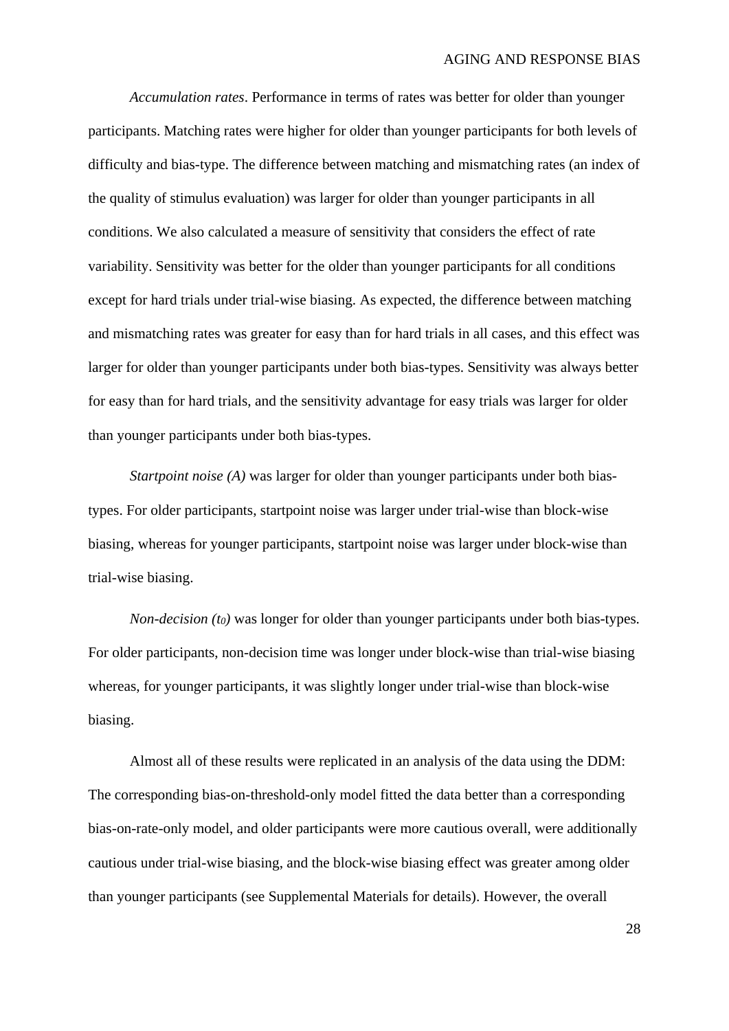*Accumulation rates*. Performance in terms of rates was better for older than younger participants. Matching rates were higher for older than younger participants for both levels of difficulty and bias-type. The difference between matching and mismatching rates (an index of the quality of stimulus evaluation) was larger for older than younger participants in all conditions. We also calculated a measure of sensitivity that considers the effect of rate variability. Sensitivity was better for the older than younger participants for all conditions except for hard trials under trial-wise biasing. As expected, the difference between matching and mismatching rates was greater for easy than for hard trials in all cases, and this effect was larger for older than younger participants under both bias-types. Sensitivity was always better for easy than for hard trials, and the sensitivity advantage for easy trials was larger for older than younger participants under both bias-types.

*Startpoint noise (A)* was larger for older than younger participants under both bias-types. For older participants, startpoint noise was larger under trial-wise than block-wise biasing, whereas for younger participants, startpoint noise was larger under block-wise than trial-wise biasing.

*Non-decision ($t_0$)* was longer for older than younger participants under both bias-types. For older participants, non-decision time was longer under block-wise than trial-wise biasing whereas, for younger participants, it was slightly longer under trial-wise than block-wise biasing.

Almost all of these results were replicated in an analysis of the data using the DDM: The corresponding bias-on-threshold-only model fitted the data better than a corresponding bias-on-rate-only model, and older participants were more cautious overall, were additionally cautious under trial-wise biasing, and the block-wise biasing effect was greater among older than younger participants (see Supplemental Materials for details). However, the overall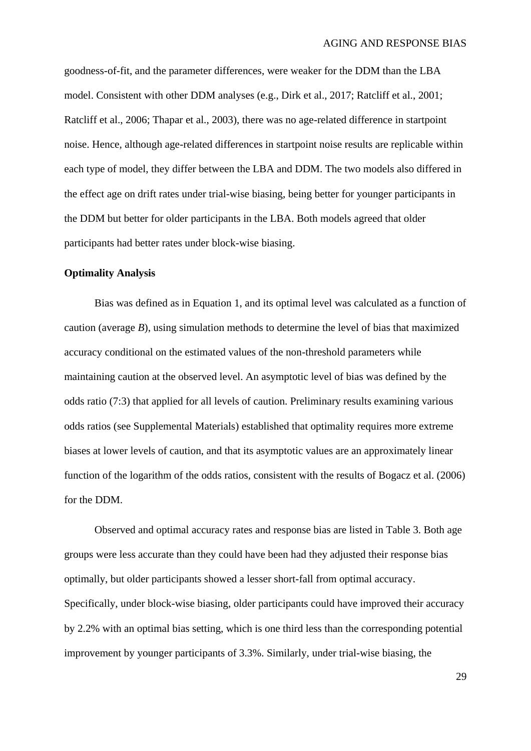goodness-of-fit, and the parameter differences, were weaker for the DDM than the LBA model. Consistent with other DDM analyses (e.g., Dirk et al., 2017; Ratcliff et al., 2001; Ratcliff et al., 2006; Thapar et al., 2003), there was no age-related difference in startpoint noise. Hence, although age-related differences in startpoint noise results are replicable within each type of model, they differ between the LBA and DDM. The two models also differed in the effect age on drift rates under trial-wise biasing, being better for younger participants in the DDM but better for older participants in the LBA. Both models agreed that older participants had better rates under block-wise biasing.

**Optimality Analysis**

Bias was defined as in Equation 1, and its optimal level was calculated as a function of caution (average *B*), using simulation methods to determine the level of bias that maximized accuracy conditional on the estimated values of the non-threshold parameters while maintaining caution at the observed level. An asymptotic level of bias was defined by the odds ratio (7:3) that applied for all levels of caution. Preliminary results examining various odds ratios (see Supplemental Materials) established that optimality requires more extreme biases at lower levels of caution, and that its asymptotic values are an approximately linear function of the logarithm of the odds ratios, consistent with the results of Bogacz et al. (2006) for the DDM.

Observed and optimal accuracy rates and response bias are listed in Table 3. Both age groups were less accurate than they could have been had they adjusted their response bias optimally, but older participants showed a lesser short-fall from optimal accuracy. Specifically, under block-wise biasing, older participants could have improved their accuracy by 2.2% with an optimal bias setting, which is one third less than the corresponding potential improvement by younger participants of 3.3%. Similarly, under trial-wise biasing, the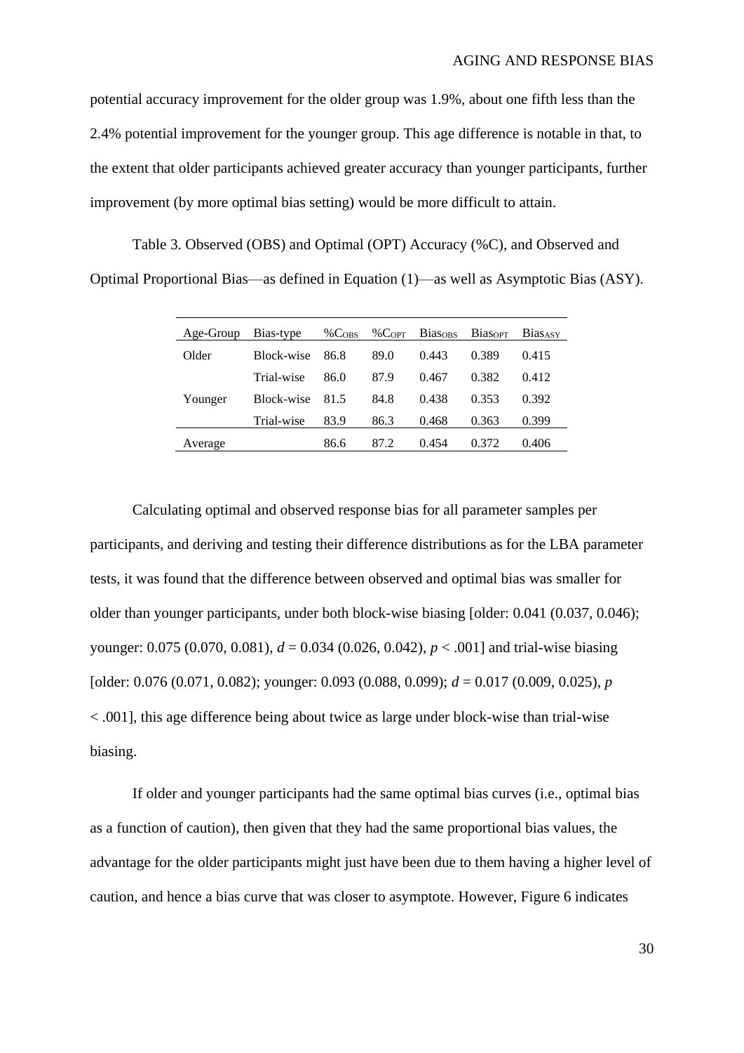potential accuracy improvement for the older group was 1.9%, about one fifth less than the 2.4% potential improvement for the younger group. This age difference is notable in that, to the extent that older participants achieved greater accuracy than younger participants, further improvement (by more optimal bias setting) would be more difficult to attain.

Table 3. Observed (OBS) and Optimal (OPT) Accuracy (%C), and Observed and Optimal Proportional Bias—as defined in Equation (1)—as well as Asymptotic Bias (ASY).

| Age-Group | Bias-type | $\%C_{OBS}$ | $\%C_{OPT}$ | $Bias_{OBS}$ | $Bias_{OPT}$ | $Bias_{ASY}$ |
|---|---|---|---|---|---|---|
| Older | Block-wise | 86.8 | 89.0 | 0.443 | 0.389 | 0.415 |
| | Trial-wise | 86.0 | 87.9 | 0.467 | 0.382 | 0.412 |
| Younger | Block-wise | 81.5 | 84.8 | 0.438 | 0.353 | 0.392 |
| | Trial-wise | 83.9 | 86.3 | 0.468 | 0.363 | 0.399 |
| Average | | 86.6 | 87.2 | 0.454 | 0.372 | 0.406 |

Calculating optimal and observed response bias for all parameter samples per participants, and deriving and testing their difference distributions as for the LBA parameter tests, it was found that the difference between observed and optimal bias was smaller for older than younger participants, under both block-wise biasing [older: 0.041 (0.037, 0.046); younger: 0.075 (0.070, 0.081), $d$ = 0.034 (0.026, 0.042), $p < .001$] and trial-wise biasing [older: 0.076 (0.071, 0.082); younger: 0.093 (0.088, 0.099); $d$ = 0.017 (0.009, 0.025), $p < .001$], this age difference being about twice as large under block-wise than trial-wise biasing.

If older and younger participants had the same optimal bias curves (i.e., optimal bias as a function of caution), then given that they had the same proportional bias values, the advantage for the older participants might just have been due to them having a higher level of caution, and hence a bias curve that was closer to asymptote. However, Figure 6 indicates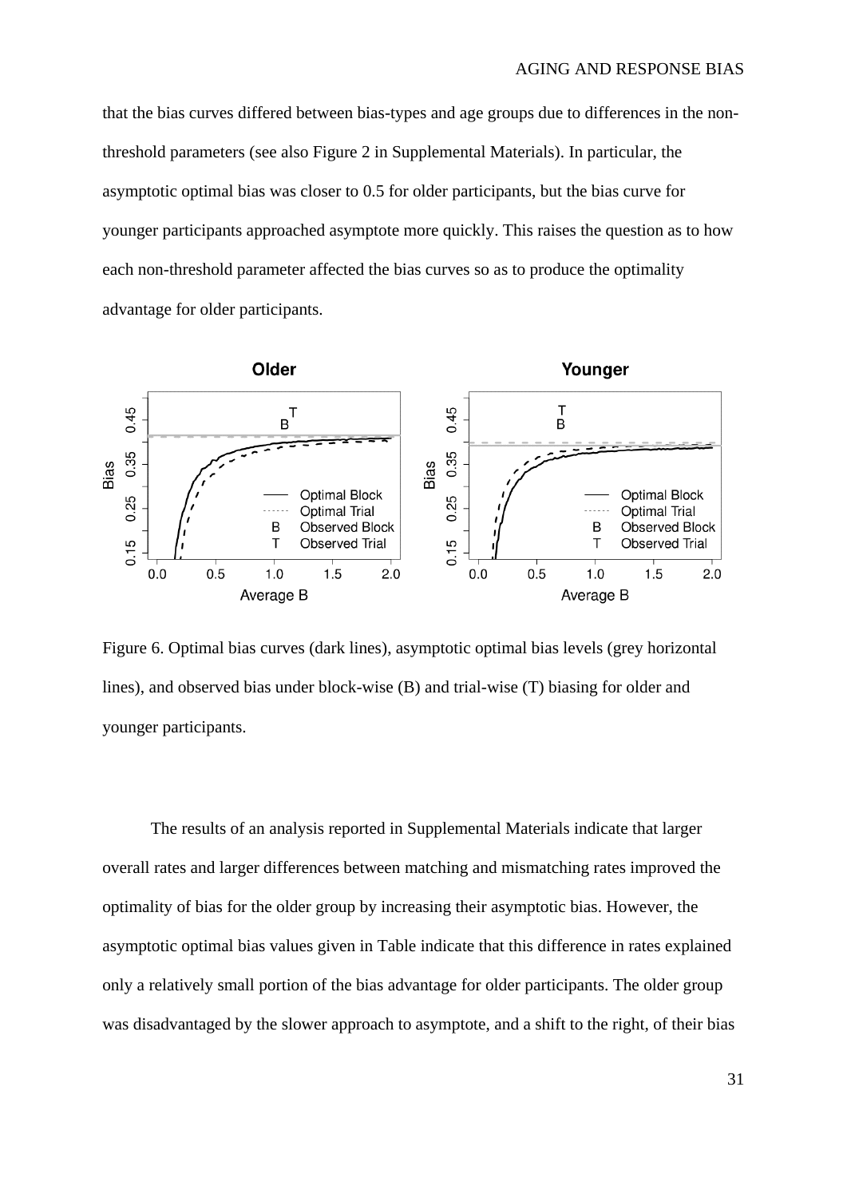that the bias curves differed between bias-types and age groups due to differences in the non-threshold parameters (see also Figure 2 in Supplemental Materials). In particular, the asymptotic optimal bias was closer to 0.5 for older participants, but the bias curve for younger participants approached asymptote more quickly. This raises the question as to how each non-threshold parameter affected the bias curves so as to produce the optimality advantage for older participants.

Figure 6. Optimal bias curves (dark lines), asymptotic optimal bias levels (grey horizontal lines), and observed bias under block-wise (B) and trial-wise (T) biasing for older and younger participants.

The results of an analysis reported in Supplemental Materials indicate that larger overall rates and larger differences between matching and mismatching rates improved the optimality of bias for the older group by increasing their asymptotic bias. However, the asymptotic optimal bias values given in Table indicate that this difference in rates explained only a relatively small portion of the bias advantage for older participants. The older group was disadvantaged by the slower approach to asymptote, and a shift to the right, of their bias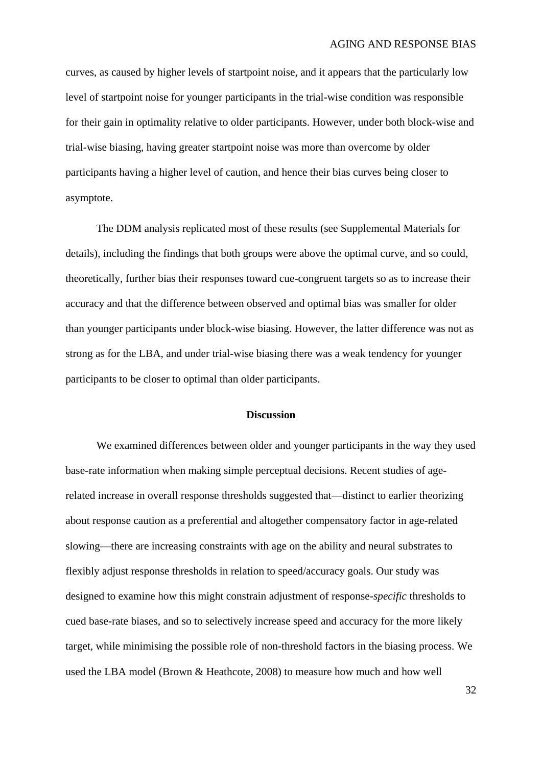curves, as caused by higher levels of startpoint noise, and it appears that the particularly low level of startpoint noise for younger participants in the trial-wise condition was responsible for their gain in optimality relative to older participants. However, under both block-wise and trial-wise biasing, having greater startpoint noise was more than overcome by older participants having a higher level of caution, and hence their bias curves being closer to asymptote.

The DDM analysis replicated most of these results (see Supplemental Materials for details), including the findings that both groups were above the optimal curve, and so could, theoretically, further bias their responses toward cue-congruent targets so as to increase their accuracy and that the difference between observed and optimal bias was smaller for older than younger participants under block-wise biasing. However, the latter difference was not as strong as for the LBA, and under trial-wise biasing there was a weak tendency for younger participants to be closer to optimal than older participants.

## Discussion

We examined differences between older and younger participants in the way they used base-rate information when making simple perceptual decisions. Recent studies of age-related increase in overall response thresholds suggested that—distinct to earlier theorizing about response caution as a preferential and altogether compensatory factor in age-related slowing—there are increasing constraints with age on the ability and neural substrates to flexibly adjust response thresholds in relation to speed/accuracy goals. Our study was designed to examine how this might constrain adjustment of response-*specific* thresholds to cued base-rate biases, and so to selectively increase speed and accuracy for the more likely target, while minimising the possible role of non-threshold factors in the biasing process. We used the LBA model (Brown & Heathcote, 2008) to measure how much and how well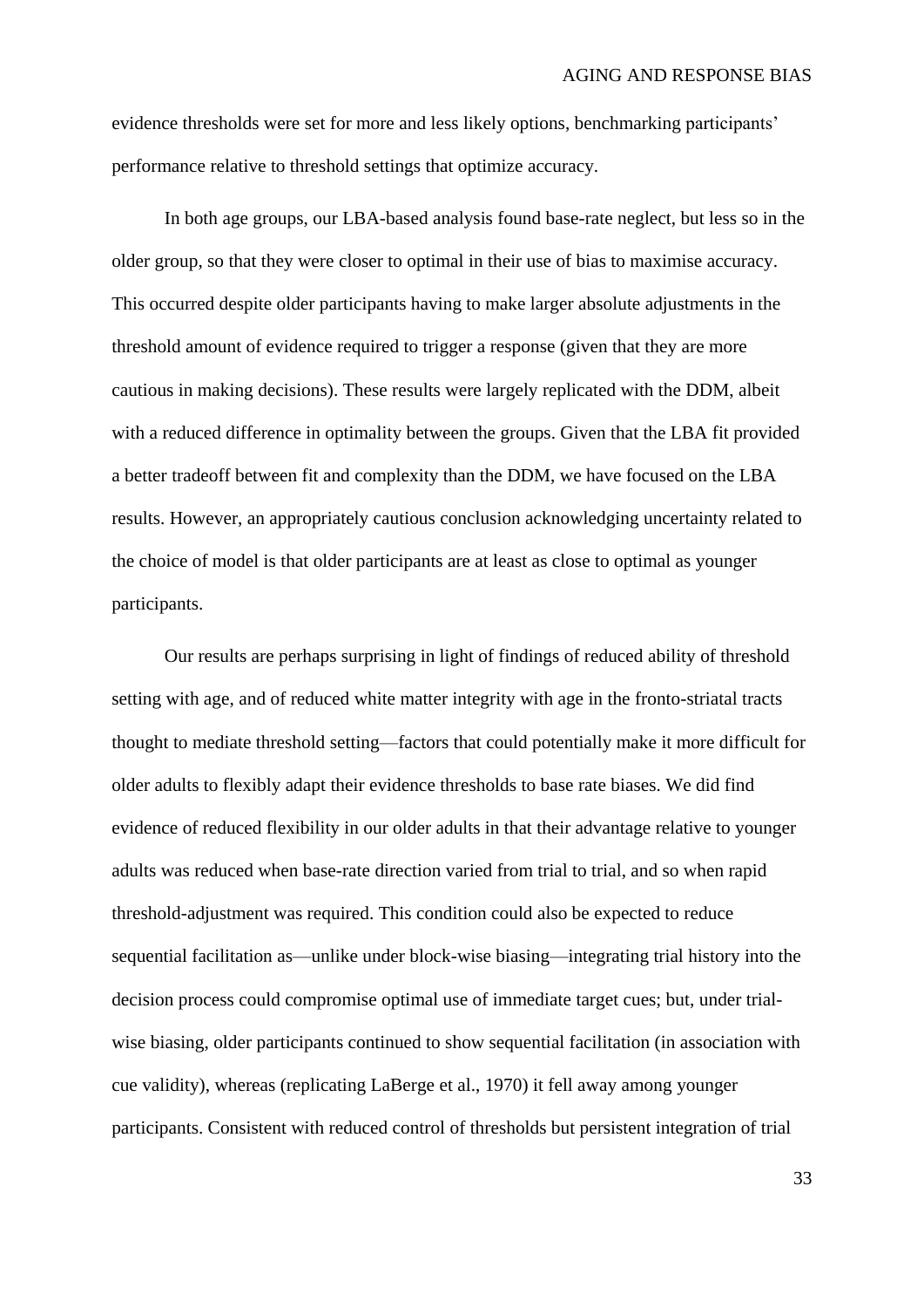evidence thresholds were set for more and less likely options, benchmarking participants' performance relative to threshold settings that optimize accuracy.

In both age groups, our LBA-based analysis found base-rate neglect, but less so in the older group, so that they were closer to optimal in their use of bias to maximise accuracy. This occurred despite older participants having to make larger absolute adjustments in the threshold amount of evidence required to trigger a response (given that they are more cautious in making decisions). These results were largely replicated with the DDM, albeit with a reduced difference in optimality between the groups. Given that the LBA fit provided a better tradeoff between fit and complexity than the DDM, we have focused on the LBA results. However, an appropriately cautious conclusion acknowledging uncertainty related to the choice of model is that older participants are at least as close to optimal as younger participants.

Our results are perhaps surprising in light of findings of reduced ability of threshold setting with age, and of reduced white matter integrity with age in the fronto-striatal tracts thought to mediate threshold setting—factors that could potentially make it more difficult for older adults to flexibly adapt their evidence thresholds to base rate biases. We did find evidence of reduced flexibility in our older adults in that their advantage relative to younger adults was reduced when base-rate direction varied from trial to trial, and so when rapid threshold-adjustment was required. This condition could also be expected to reduce sequential facilitation as—unlike under block-wise biasing—integrating trial history into the decision process could compromise optimal use of immediate target cues; but, under trial-wise biasing, older participants continued to show sequential facilitation (in association with cue validity), whereas (replicating LaBerge et al., 1970) it fell away among younger participants. Consistent with reduced control of thresholds but persistent integration of trial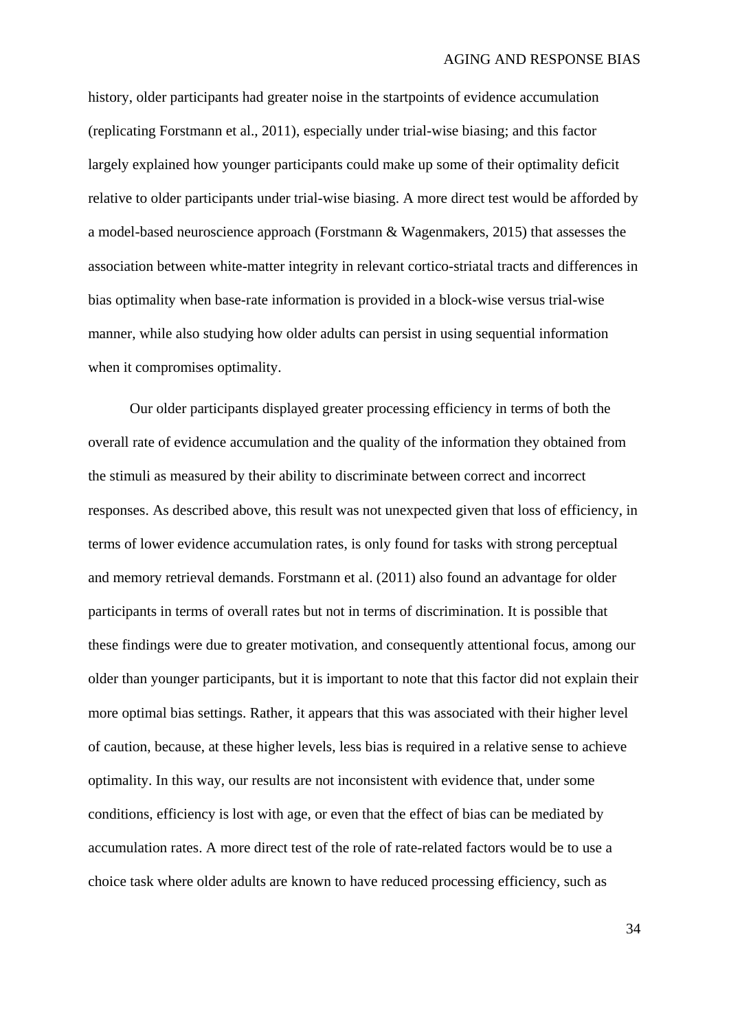history, older participants had greater noise in the startpoints of evidence accumulation (replicating Forstmann et al., 2011), especially under trial-wise biasing; and this factor largely explained how younger participants could make up some of their optimality deficit relative to older participants under trial-wise biasing. A more direct test would be afforded by a model-based neuroscience approach (Forstmann & Wagenmakers, 2015) that assesses the association between white-matter integrity in relevant cortico-striatal tracts and differences in bias optimality when base-rate information is provided in a block-wise versus trial-wise manner, while also studying how older adults can persist in using sequential information when it compromises optimality.

Our older participants displayed greater processing efficiency in terms of both the overall rate of evidence accumulation and the quality of the information they obtained from the stimuli as measured by their ability to discriminate between correct and incorrect responses. As described above, this result was not unexpected given that loss of efficiency, in terms of lower evidence accumulation rates, is only found for tasks with strong perceptual and memory retrieval demands. Forstmann et al. (2011) also found an advantage for older participants in terms of overall rates but not in terms of discrimination. It is possible that these findings were due to greater motivation, and consequently attentional focus, among our older than younger participants, but it is important to note that this factor did not explain their more optimal bias settings. Rather, it appears that this was associated with their higher level of caution, because, at these higher levels, less bias is required in a relative sense to achieve optimality. In this way, our results are not inconsistent with evidence that, under some conditions, efficiency is lost with age, or even that the effect of bias can be mediated by accumulation rates. A more direct test of the role of rate-related factors would be to use a choice task where older adults are known to have reduced processing efficiency, such as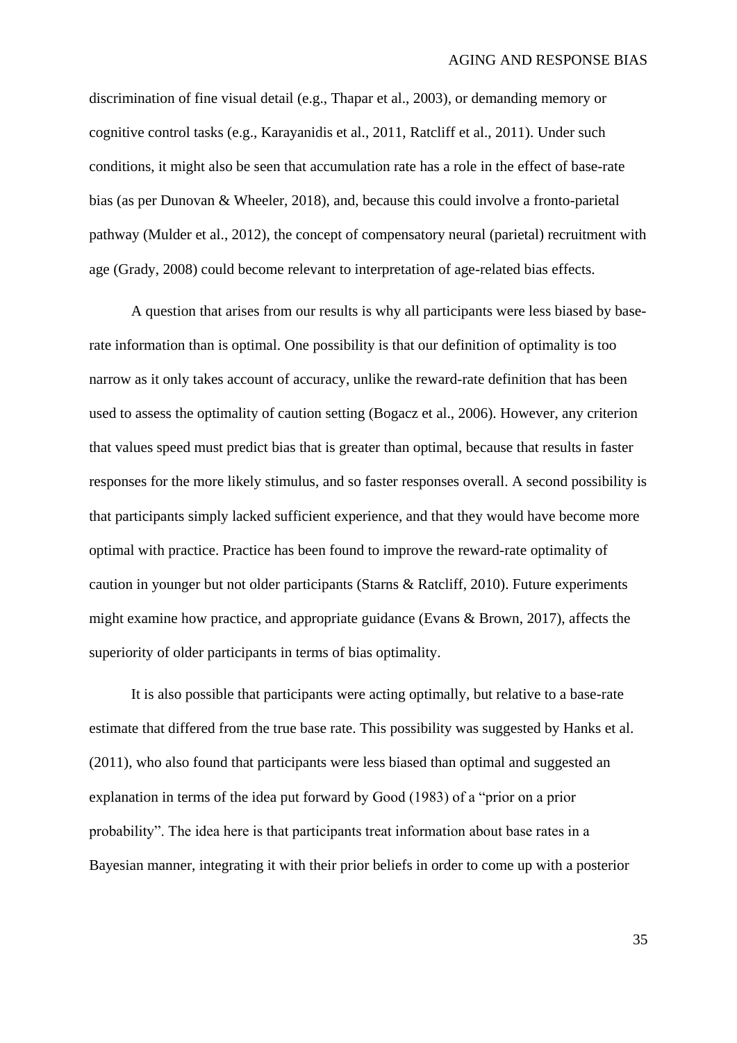discrimination of fine visual detail (e.g., Thapar et al., 2003), or demanding memory or cognitive control tasks (e.g., Karayanidis et al., 2011, Ratcliff et al., 2011). Under such conditions, it might also be seen that accumulation rate has a role in the effect of base-rate bias (as per Dunovan & Wheeler, 2018), and, because this could involve a fronto-parietal pathway (Mulder et al., 2012), the concept of compensatory neural (parietal) recruitment with age (Grady, 2008) could become relevant to interpretation of age-related bias effects.

A question that arises from our results is why all participants were less biased by base-rate information than is optimal. One possibility is that our definition of optimality is too narrow as it only takes account of accuracy, unlike the reward-rate definition that has been used to assess the optimality of caution setting (Bogacz et al., 2006). However, any criterion that values speed must predict bias that is greater than optimal, because that results in faster responses for the more likely stimulus, and so faster responses overall. A second possibility is that participants simply lacked sufficient experience, and that they would have become more optimal with practice. Practice has been found to improve the reward-rate optimality of caution in younger but not older participants (Starns & Ratcliff, 2010). Future experiments might examine how practice, and appropriate guidance (Evans & Brown, 2017), affects the superiority of older participants in terms of bias optimality.

It is also possible that participants were acting optimally, but relative to a base-rate estimate that differed from the true base rate. This possibility was suggested by Hanks et al. (2011), who also found that participants were less biased than optimal and suggested an explanation in terms of the idea put forward by Good (1983) of a "prior on a prior probability". The idea here is that participants treat information about base rates in a Bayesian manner, integrating it with their prior beliefs in order to come up with a posterior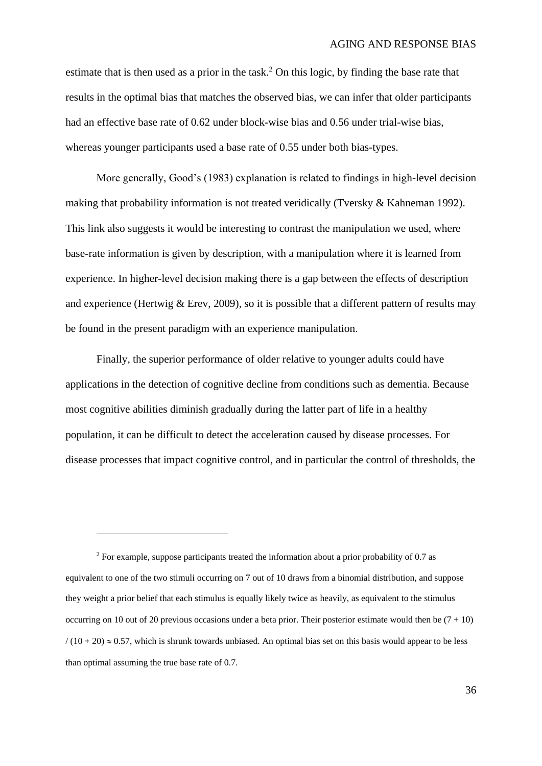estimate that is then used as a prior in the task.[2] On this logic, by finding the base rate that results in the optimal bias that matches the observed bias, we can infer that older participants had an effective base rate of 0.62 under block-wise bias and 0.56 under trial-wise bias, whereas younger participants used a base rate of 0.55 under both bias-types.

More generally, Good's (1983) explanation is related to findings in high-level decision making that probability information is not treated veridically (Tversky & Kahneman 1992). This link also suggests it would be interesting to contrast the manipulation we used, where base-rate information is given by description, with a manipulation where it is learned from experience. In higher-level decision making there is a gap between the effects of description and experience (Hertwig & Erev, 2009), so it is possible that a different pattern of results may be found in the present paradigm with an experience manipulation.

Finally, the superior performance of older relative to younger adults could have applications in the detection of cognitive decline from conditions such as dementia. Because most cognitive abilities diminish gradually during the latter part of life in a healthy population, it can be difficult to detect the acceleration caused by disease processes. For disease processes that impact cognitive control, and in particular the control of thresholds, the

---

[2] For example, suppose participants treated the information about a prior probability of 0.7 as equivalent to one of the two stimuli occurring on 7 out of 10 draws from a binomial distribution, and suppose they weight a prior belief that each stimulus is equally likely twice as heavily, as equivalent to the stimulus occurring on 10 out of 20 previous occasions under a beta prior. Their posterior estimate would then be $(7 + 10) / (10 + 20) \approx 0.57$, which is shrunk towards unbiased. An optimal bias set on this basis would appear to be less than optimal assuming the true base rate of 0.7.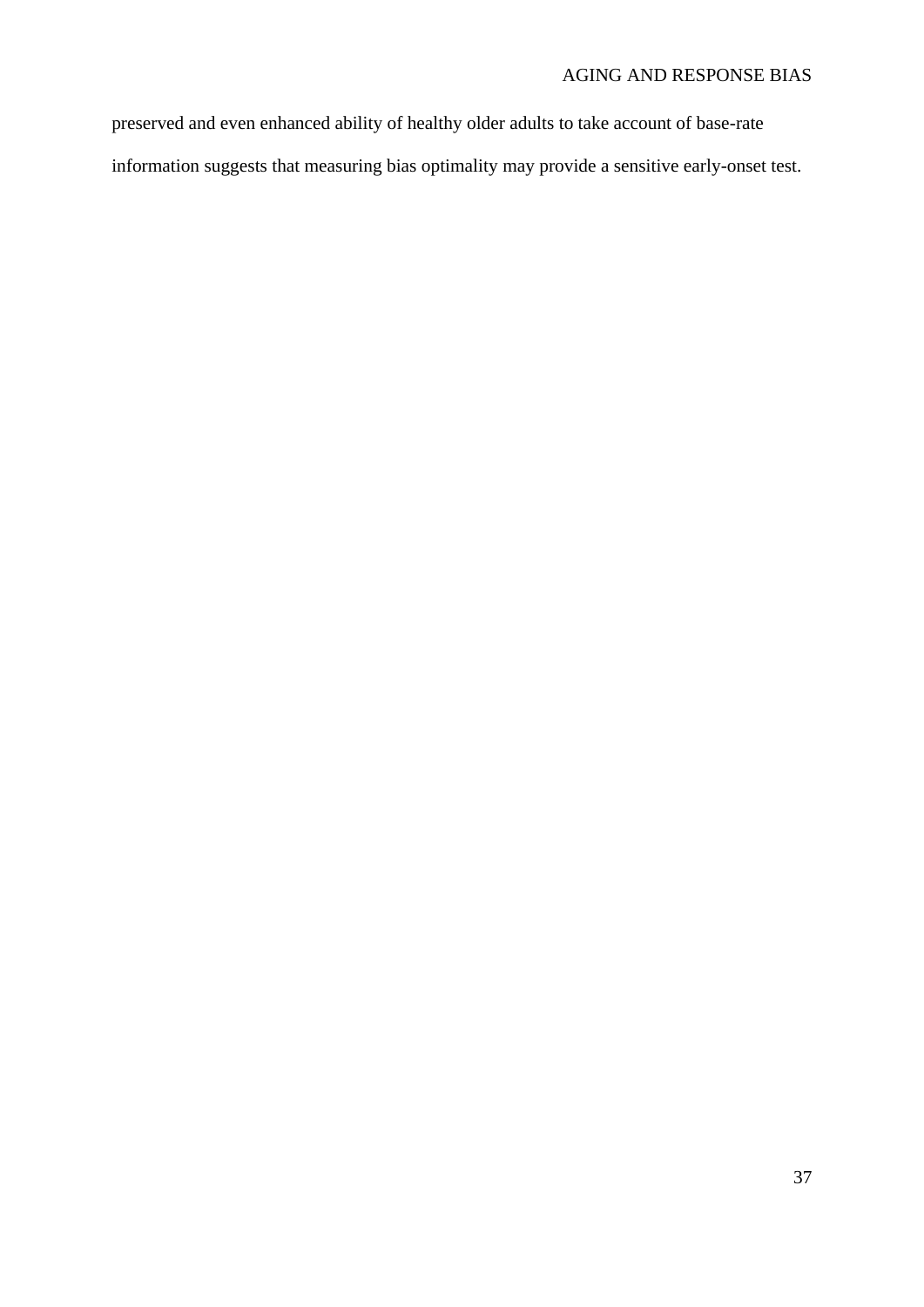preserved and even enhanced ability of healthy older adults to take account of base-rate information suggests that measuring bias optimality may provide a sensitive early-onset test.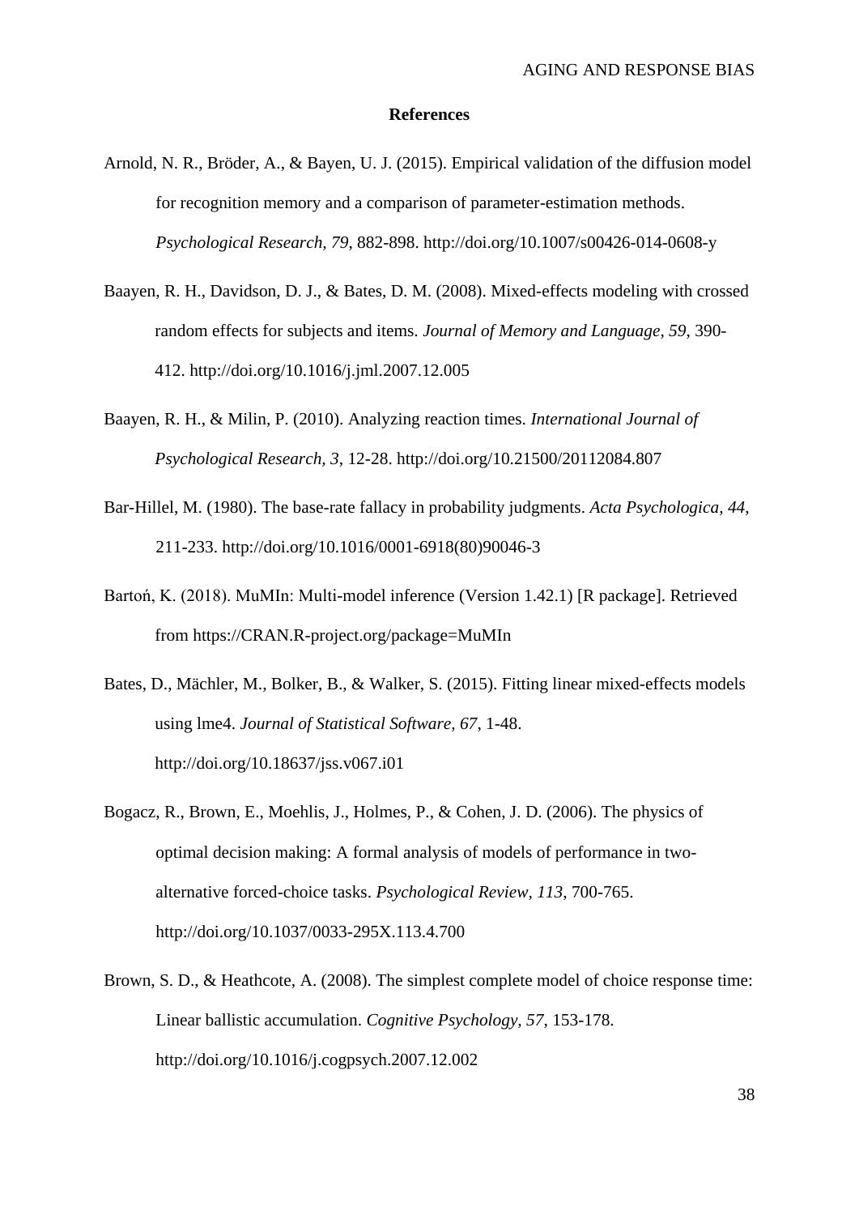## References

Arnold, N. R., Bröder, A., & Bayen, U. J. (2015). Empirical validation of the diffusion model for recognition memory and a comparison of parameter-estimation methods. *Psychological Research, 79*, 882-898. http://doi.org/10.1007/s00426-014-0608-y

Baayen, R. H., Davidson, D. J., & Bates, D. M. (2008). Mixed-effects modeling with crossed random effects for subjects and items. *Journal of Memory and Language*, *59*, 390-412. http://doi.org/10.1016/j.jml.2007.12.005

Baayen, R. H., & Milin, P. (2010). Analyzing reaction times. *International Journal of Psychological Research, 3*, 12-28. http://doi.org/10.21500/20112084.807

Bar-Hillel, M. (1980). The base-rate fallacy in probability judgments. *Acta Psychologica*, *44*, 211-233. http://doi.org/10.1016/0001-6918(80)90046-3

Bartoń, K. (2018). MuMIn: Multi-model inference (Version 1.42.1) [R package]. Retrieved from https://CRAN.R-project.org/package=MuMIn

Bates, D., Mächler, M., Bolker, B., & Walker, S. (2015). Fitting linear mixed-effects models using lme4. *Journal of Statistical Software, 67*, 1-48. http://doi.org/10.18637/jss.v067.i01

Bogacz, R., Brown, E., Moehlis, J., Holmes, P., & Cohen, J. D. (2006). The physics of optimal decision making: A formal analysis of models of performance in two-alternative forced-choice tasks. *Psychological Review*, *113*, 700-765. http://doi.org/10.1037/0033-295X.113.4.700

Brown, S. D., & Heathcote, A. (2008). The simplest complete model of choice response time: Linear ballistic accumulation. *Cognitive Psychology, 57*, 153-178. http://doi.org/10.1016/j.cogpsych.2007.12.002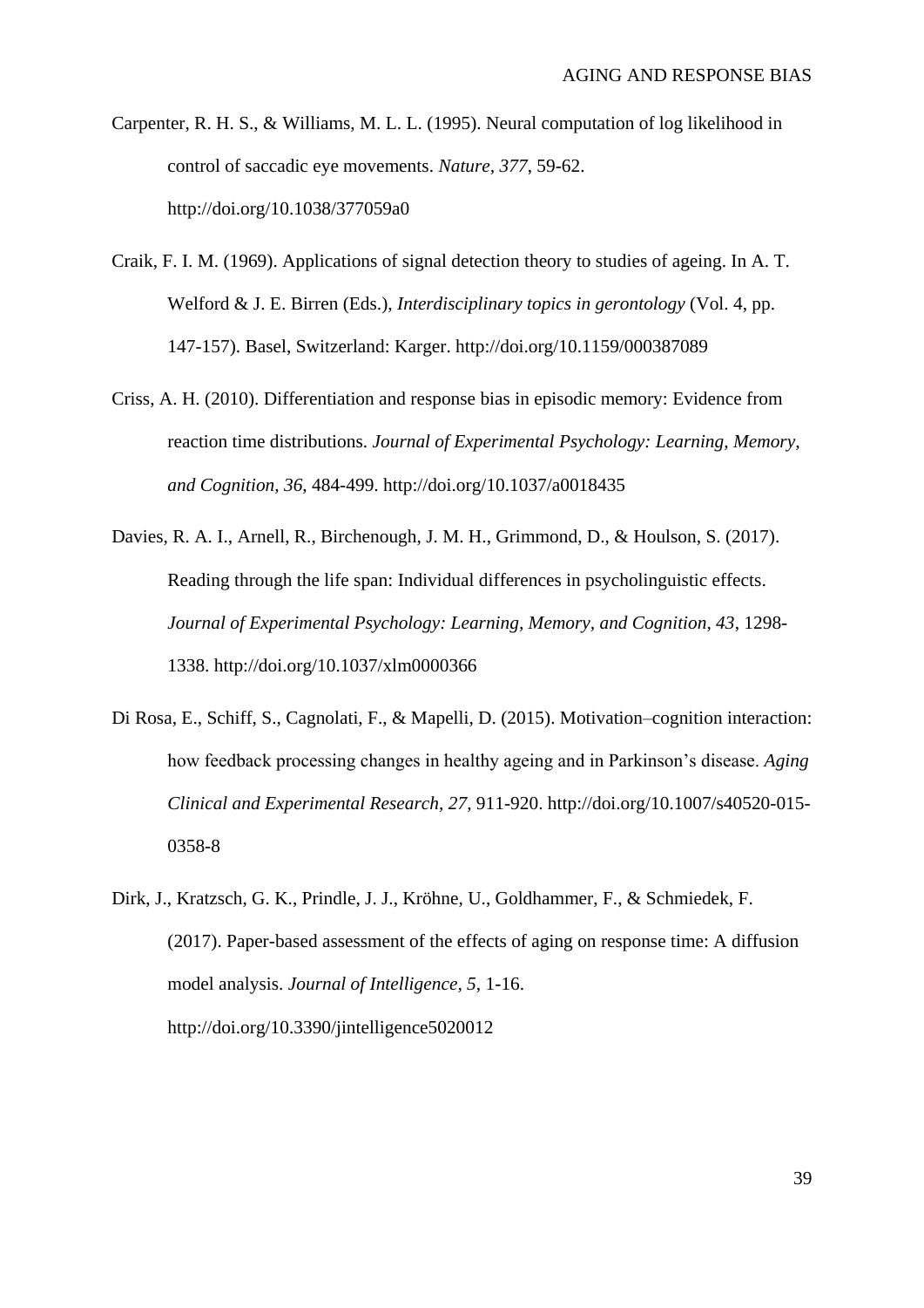Carpenter, R. H. S., & Williams, M. L. L. (1995). Neural computation of log likelihood in control of saccadic eye movements. *Nature, 377*, 59-62. http://doi.org/10.1038/377059a0

Craik, F. I. M. (1969). Applications of signal detection theory to studies of ageing. In A. T. Welford & J. E. Birren (Eds.), *Interdisciplinary topics in gerontology* (Vol. 4, pp. 147-157). Basel, Switzerland: Karger. http://doi.org/10.1159/000387089

Criss, A. H. (2010). Differentiation and response bias in episodic memory: Evidence from reaction time distributions. *Journal of Experimental Psychology: Learning, Memory, and Cognition, 36*, 484-499. http://doi.org/10.1037/a0018435

Davies, R. A. I., Arnell, R., Birchenough, J. M. H., Grimmond, D., & Houlson, S. (2017). Reading through the life span: Individual differences in psycholinguistic effects. *Journal of Experimental Psychology: Learning, Memory, and Cognition, 43*, 1298-1338. http://doi.org/10.1037/xlm0000366

Di Rosa, E., Schiff, S., Cagnolati, F., & Mapelli, D. (2015). Motivation–cognition interaction: how feedback processing changes in healthy ageing and in Parkinson's disease. *Aging Clinical and Experimental Research, 27*, 911-920. http://doi.org/10.1007/s40520-015-0358-8

Dirk, J., Kratzsch, G. K., Prindle, J. J., Kröhne, U., Goldhammer, F., & Schmiedek, F. (2017). Paper-based assessment of the effects of aging on response time: A diffusion model analysis. *Journal of Intelligence, 5*, 1-16. http://doi.org/10.3390/jintelligence5020012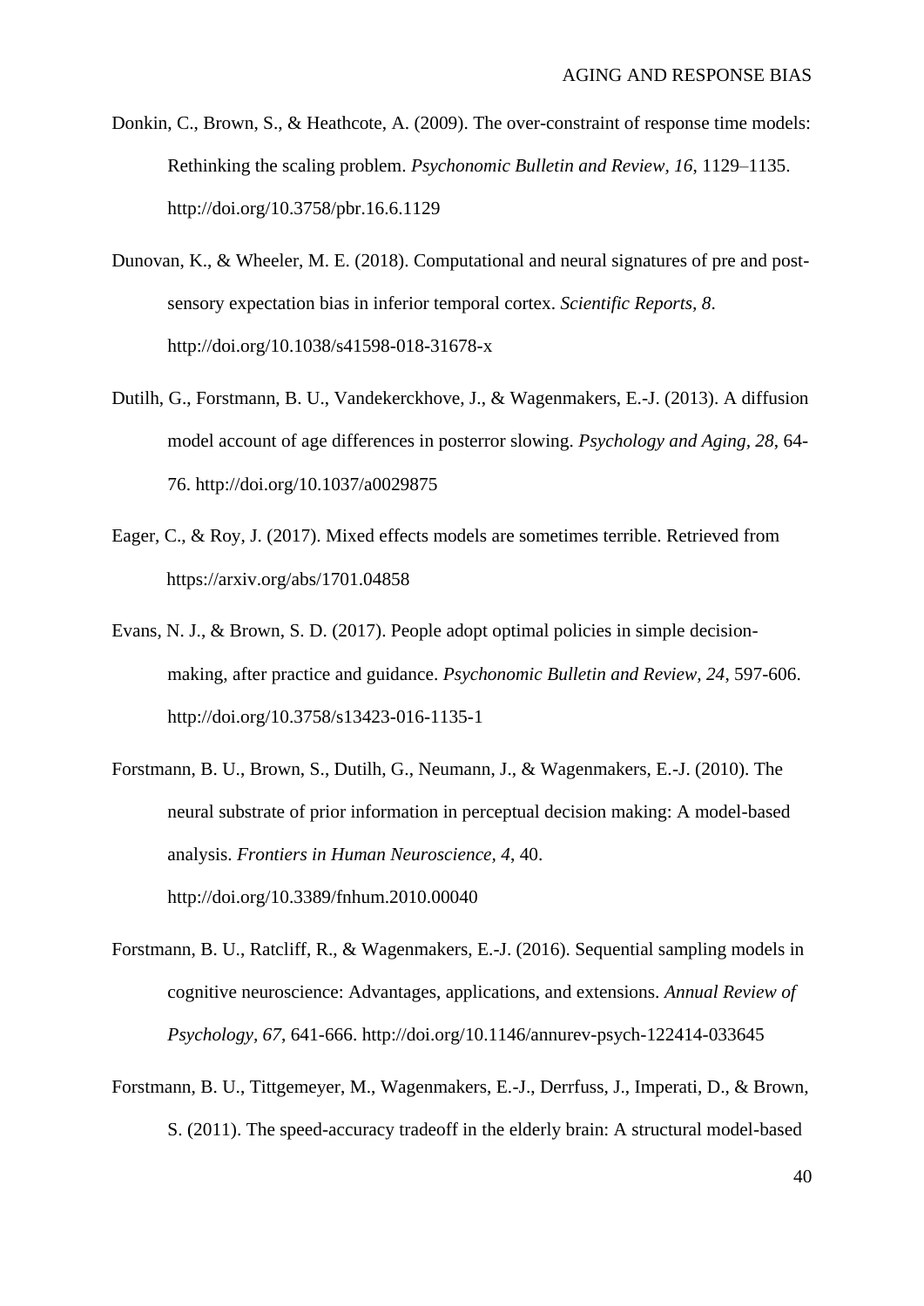Donkin, C., Brown, S., & Heathcote, A. (2009). The over-constraint of response time models: Rethinking the scaling problem. *Psychonomic Bulletin and Review, 16*, 1129–1135. http://doi.org/10.3758/pbr.16.6.1129

Dunovan, K., & Wheeler, M. E. (2018). Computational and neural signatures of pre and post-sensory expectation bias in inferior temporal cortex. *Scientific Reports, 8*. http://doi.org/10.1038/s41598-018-31678-x

Dutilh, G., Forstmann, B. U., Vandekerckhove, J., & Wagenmakers, E.-J. (2013). A diffusion model account of age differences in posterror slowing. *Psychology and Aging, 28*, 64-76. http://doi.org/10.1037/a0029875

Eager, C., & Roy, J. (2017). Mixed effects models are sometimes terrible. Retrieved from https://arxiv.org/abs/1701.04858

Evans, N. J., & Brown, S. D. (2017). People adopt optimal policies in simple decision-making, after practice and guidance. *Psychonomic Bulletin and Review, 24*, 597-606. http://doi.org/10.3758/s13423-016-1135-1

Forstmann, B. U., Brown, S., Dutilh, G., Neumann, J., & Wagenmakers, E.-J. (2010). The neural substrate of prior information in perceptual decision making: A model-based analysis. *Frontiers in Human Neuroscience, 4*, 40. http://doi.org/10.3389/fnhum.2010.00040

Forstmann, B. U., Ratcliff, R., & Wagenmakers, E.-J. (2016). Sequential sampling models in cognitive neuroscience: Advantages, applications, and extensions. *Annual Review of Psychology, 67*, 641-666. http://doi.org/10.1146/annurev-psych-122414-033645

Forstmann, B. U., Tittgemeyer, M., Wagenmakers, E.-J., Derrfuss, J., Imperati, D., & Brown, S. (2011). The speed-accuracy tradeoff in the elderly brain: A structural model-based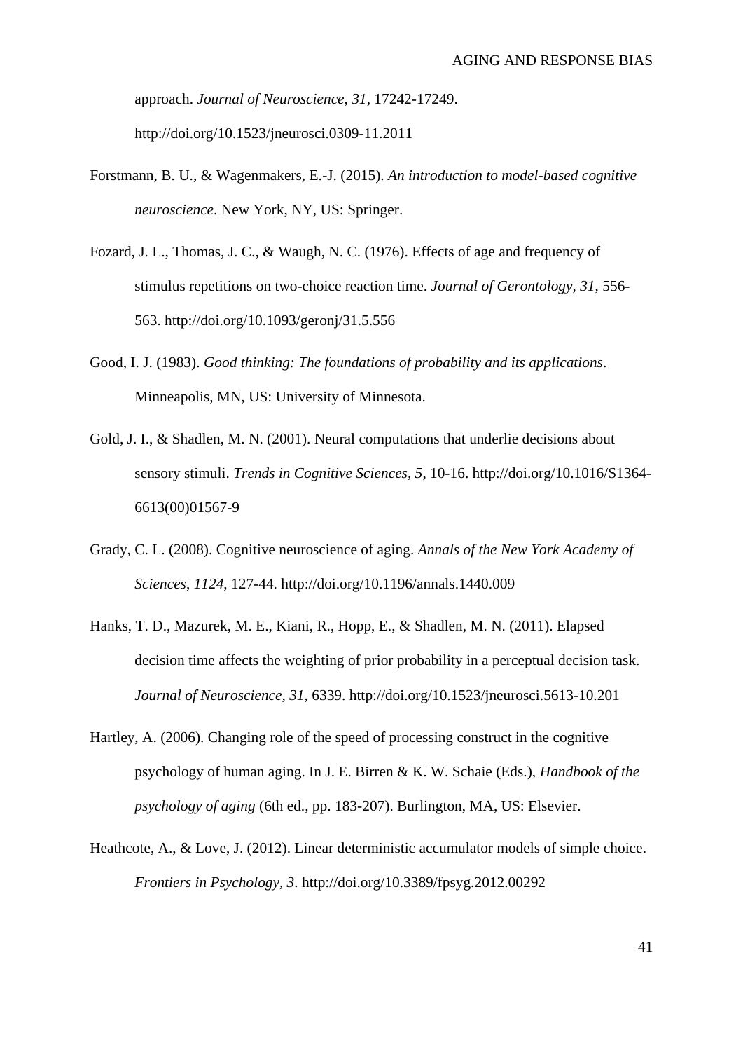approach. *Journal of Neuroscience, 31*, 17242-17249. http://doi.org/10.1523/jneurosci.0309-11.2011

Forstmann, B. U., & Wagenmakers, E.-J. (2015). *An introduction to model-based cognitive neuroscience*. New York, NY, US: Springer.

Fozard, J. L., Thomas, J. C., & Waugh, N. C. (1976). Effects of age and frequency of stimulus repetitions on two-choice reaction time. *Journal of Gerontology, 31*, 556-563. http://doi.org/10.1093/geronj/31.5.556

Good, I. J. (1983). *Good thinking: The foundations of probability and its applications*. Minneapolis, MN, US: University of Minnesota.

Gold, J. I., & Shadlen, M. N. (2001). Neural computations that underlie decisions about sensory stimuli. *Trends in Cognitive Sciences, 5*, 10-16. http://doi.org/10.1016/S1364-6613(00)01567-9

Grady, C. L. (2008). Cognitive neuroscience of aging. *Annals of the New York Academy of Sciences, 1124*, 127-44. http://doi.org/10.1196/annals.1440.009

Hanks, T. D., Mazurek, M. E., Kiani, R., Hopp, E., & Shadlen, M. N. (2011). Elapsed decision time affects the weighting of prior probability in a perceptual decision task. *Journal of Neuroscience, 31*, 6339. http://doi.org/10.1523/jneurosci.5613-10.201

Hartley, A. (2006). Changing role of the speed of processing construct in the cognitive psychology of human aging. In J. E. Birren & K. W. Schaie (Eds.), *Handbook of the psychology of aging* (6th ed., pp. 183-207). Burlington, MA, US: Elsevier.

Heathcote, A., & Love, J. (2012). Linear deterministic accumulator models of simple choice. *Frontiers in Psychology, 3*. http://doi.org/10.3389/fpsyg.2012.00292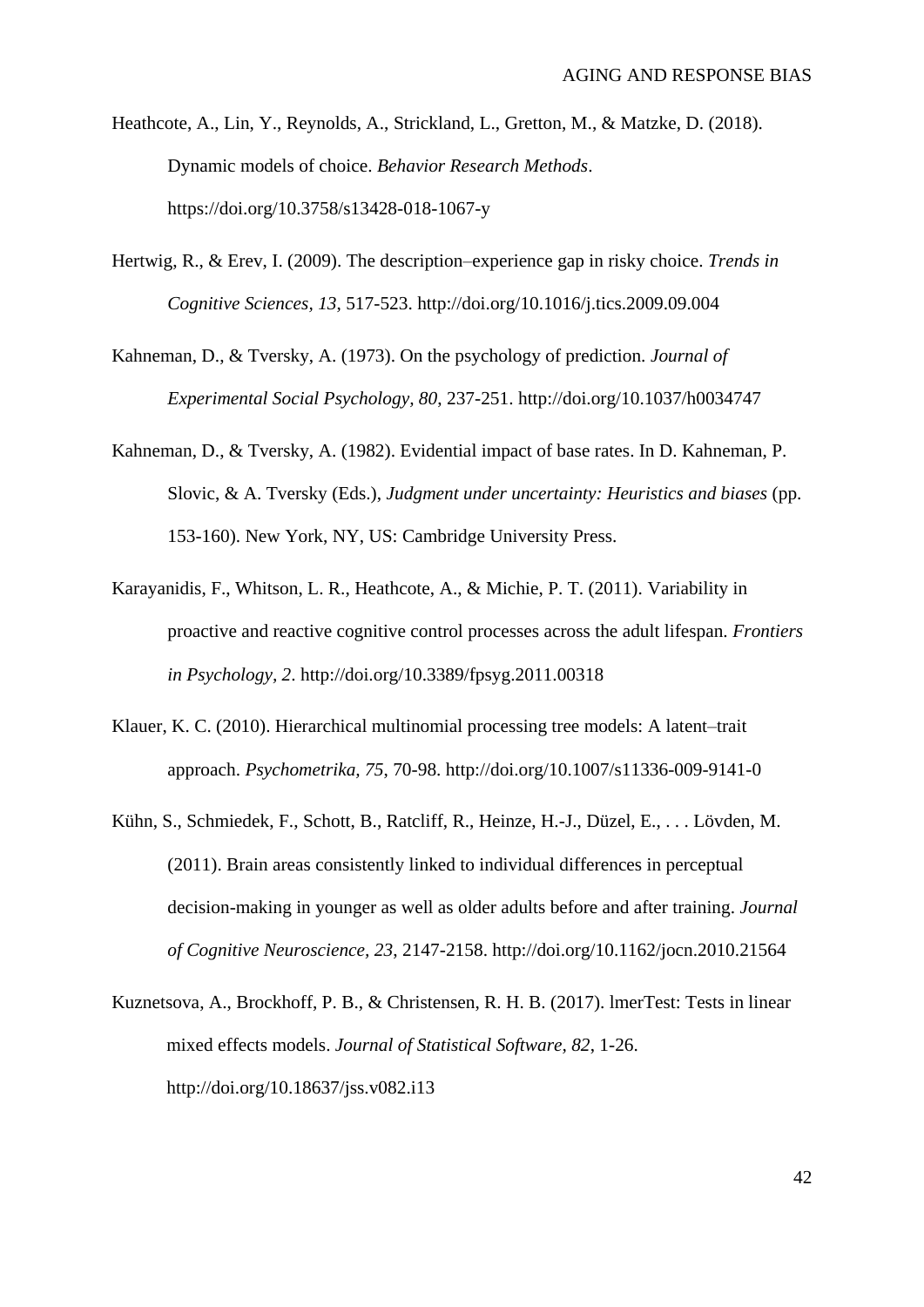Heathcote, A., Lin, Y., Reynolds, A., Strickland, L., Gretton, M., & Matzke, D. (2018). Dynamic models of choice. *Behavior Research Methods*. https://doi.org/10.3758/s13428-018-1067-y

Hertwig, R., & Erev, I. (2009). The description–experience gap in risky choice. *Trends in Cognitive Sciences, 13*, 517-523. http://doi.org/10.1016/j.tics.2009.09.004

Kahneman, D., & Tversky, A. (1973). On the psychology of prediction. *Journal of Experimental Social Psychology, 80*, 237-251. http://doi.org/10.1037/h0034747

Kahneman, D., & Tversky, A. (1982). Evidential impact of base rates. In D. Kahneman, P. Slovic, & A. Tversky (Eds.), *Judgment under uncertainty: Heuristics and biases* (pp. 153-160). New York, NY, US: Cambridge University Press.

Karayanidis, F., Whitson, L. R., Heathcote, A., & Michie, P. T. (2011). Variability in proactive and reactive cognitive control processes across the adult lifespan. *Frontiers in Psychology, 2*. http://doi.org/10.3389/fpsyg.2011.00318

Klauer, K. C. (2010). Hierarchical multinomial processing tree models: A latent–trait approach. *Psychometrika, 75*, 70-98. http://doi.org/10.1007/s11336-009-9141-0

Kühn, S., Schmiedek, F., Schott, B., Ratcliff, R., Heinze, H.-J., Düzel, E., . . . Lövden, M. (2011). Brain areas consistently linked to individual differences in perceptual decision-making in younger as well as older adults before and after training. *Journal of Cognitive Neuroscience, 23*, 2147-2158. http://doi.org/10.1162/jocn.2010.21564

Kuznetsova, A., Brockhoff, P. B., & Christensen, R. H. B. (2017). lmerTest: Tests in linear mixed effects models. *Journal of Statistical Software, 82*, 1-26. http://doi.org/10.18637/jss.v082.i13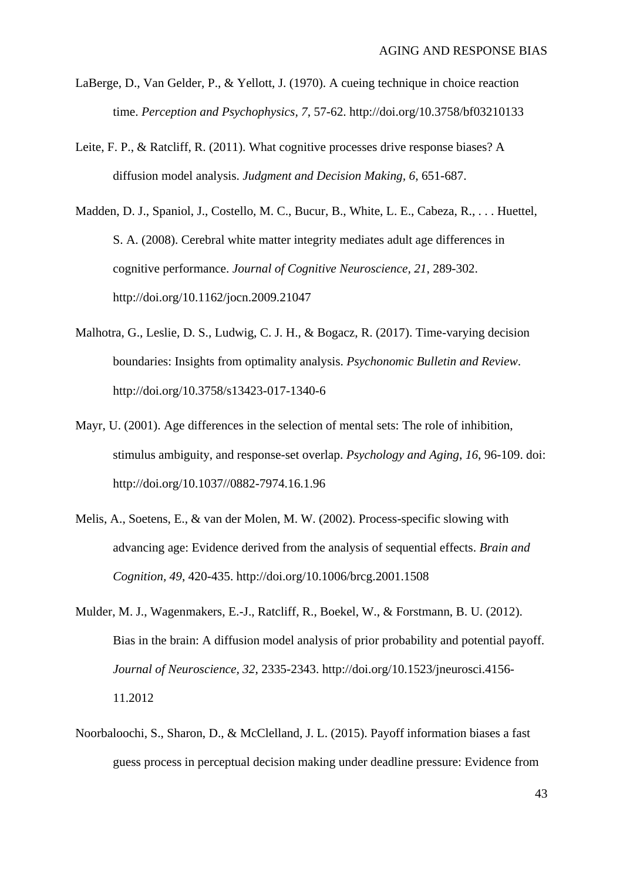LaBerge, D., Van Gelder, P., & Yellott, J. (1970). A cueing technique in choice reaction time. *Perception and Psychophysics*, *7*, 57-62. http://doi.org/10.3758/bf03210133

Leite, F. P., & Ratcliff, R. (2011). What cognitive processes drive response biases? A diffusion model analysis. *Judgment and Decision Making*, *6*, 651-687.

Madden, D. J., Spaniol, J., Costello, M. C., Bucur, B., White, L. E., Cabeza, R., . . . Huettel, S. A. (2008). Cerebral white matter integrity mediates adult age differences in cognitive performance. *Journal of Cognitive Neuroscience*, *21*, 289-302. http://doi.org/10.1162/jocn.2009.21047

Malhotra, G., Leslie, D. S., Ludwig, C. J. H., & Bogacz, R. (2017). Time-varying decision boundaries: Insights from optimality analysis. *Psychonomic Bulletin and Review*. http://doi.org/10.3758/s13423-017-1340-6

Mayr, U. (2001). Age differences in the selection of mental sets: The role of inhibition, stimulus ambiguity, and response-set overlap. *Psychology and Aging*, *16*, 96-109. doi: http://doi.org/10.1037//0882-7974.16.1.96

Melis, A., Soetens, E., & van der Molen, M. W. (2002). Process-specific slowing with advancing age: Evidence derived from the analysis of sequential effects. *Brain and Cognition*, *49*, 420-435. http://doi.org/10.1006/brcg.2001.1508

Mulder, M. J., Wagenmakers, E.-J., Ratcliff, R., Boekel, W., & Forstmann, B. U. (2012). Bias in the brain: A diffusion model analysis of prior probability and potential payoff. *Journal of Neuroscience*, *32*, 2335-2343. http://doi.org/10.1523/jneurosci.4156-11.2012

Noorbaloochi, S., Sharon, D., & McClelland, J. L. (2015). Payoff information biases a fast guess process in perceptual decision making under deadline pressure: Evidence from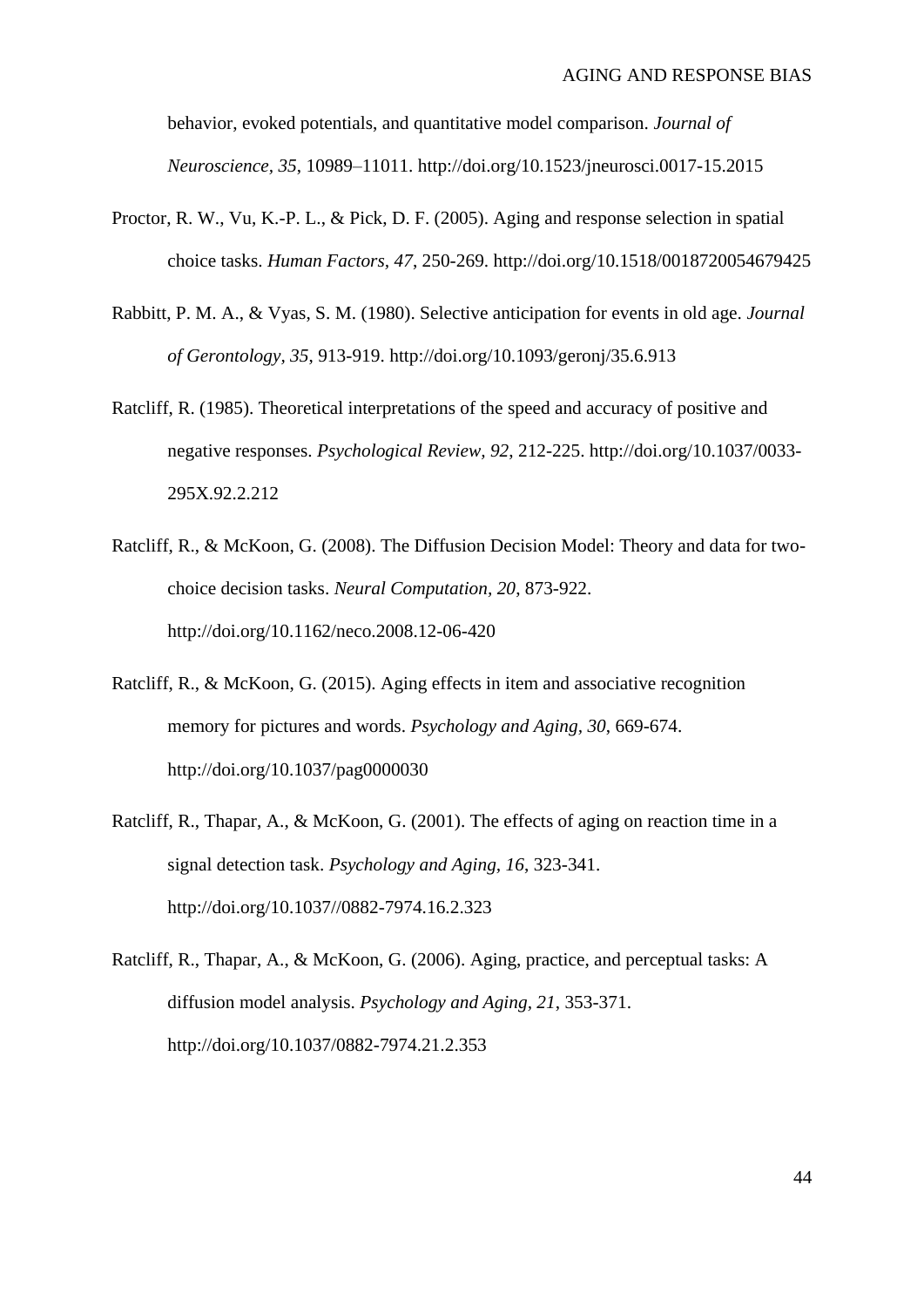behavior, evoked potentials, and quantitative model comparison. *Journal of Neuroscience*, *35*, 10989–11011. http://doi.org/10.1523/jneurosci.0017-15.2015

Proctor, R. W., Vu, K.-P. L., & Pick, D. F. (2005). Aging and response selection in spatial choice tasks. *Human Factors*, *47*, 250-269. http://doi.org/10.1518/0018720054679425

Rabbitt, P. M. A., & Vyas, S. M. (1980). Selective anticipation for events in old age. *Journal of Gerontology*, *35*, 913-919. http://doi.org/10.1093/geronj/35.6.913

Ratcliff, R. (1985). Theoretical interpretations of the speed and accuracy of positive and negative responses. *Psychological Review*, *92*, 212-225. http://doi.org/10.1037/0033-295X.92.2.212

Ratcliff, R., & McKoon, G. (2008). The Diffusion Decision Model: Theory and data for two-choice decision tasks. *Neural Computation*, *20*, 873-922. http://doi.org/10.1162/neco.2008.12-06-420

Ratcliff, R., & McKoon, G. (2015). Aging effects in item and associative recognition memory for pictures and words. *Psychology and Aging*, *30*, 669-674. http://doi.org/10.1037/pag0000030

Ratcliff, R., Thapar, A., & McKoon, G. (2001). The effects of aging on reaction time in a signal detection task. *Psychology and Aging*, *16*, 323-341. http://doi.org/10.1037//0882-7974.16.2.323

Ratcliff, R., Thapar, A., & McKoon, G. (2006). Aging, practice, and perceptual tasks: A diffusion model analysis. *Psychology and Aging*, *21*, 353-371. http://doi.org/10.1037/0882-7974.21.2.353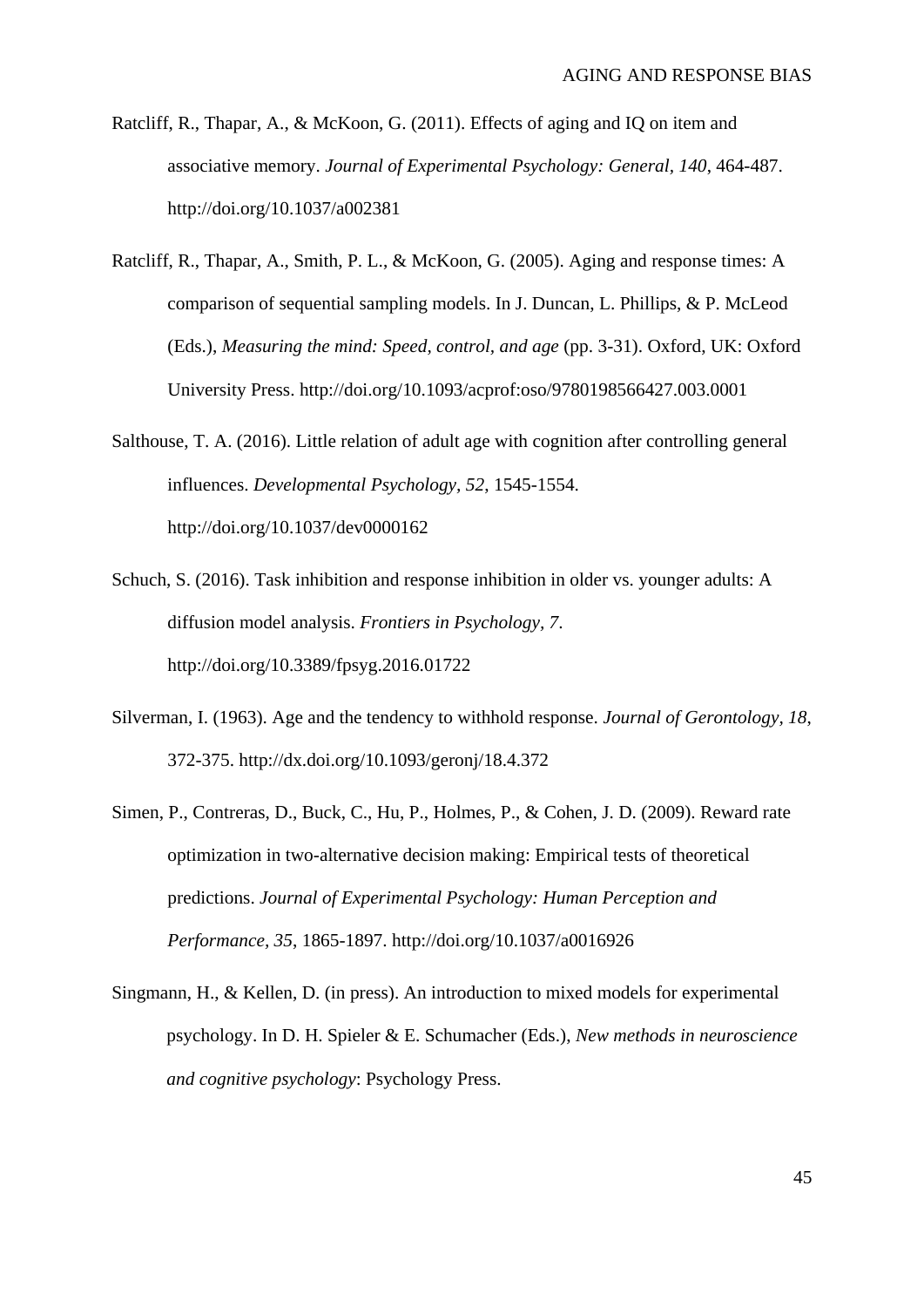Ratcliff, R., Thapar, A., & McKoon, G. (2011). Effects of aging and IQ on item and associative memory. *Journal of Experimental Psychology: General, 140*, 464-487. http://doi.org/10.1037/a002381

Ratcliff, R., Thapar, A., Smith, P. L., & McKoon, G. (2005). Aging and response times: A comparison of sequential sampling models. In J. Duncan, L. Phillips, & P. McLeod (Eds.), *Measuring the mind: Speed, control, and age* (pp. 3-31). Oxford, UK: Oxford University Press. http://doi.org/10.1093/acprof:oso/9780198566427.003.0001

Salthouse, T. A. (2016). Little relation of adult age with cognition after controlling general influences. *Developmental Psychology, 52*, 1545-1554. http://doi.org/10.1037/dev0000162

Schuch, S. (2016). Task inhibition and response inhibition in older vs. younger adults: A diffusion model analysis. *Frontiers in Psychology, 7*. http://doi.org/10.3389/fpsyg.2016.01722

Silverman, I. (1963). Age and the tendency to withhold response. *Journal of Gerontology, 18*, 372-375. http://dx.doi.org/10.1093/geronj/18.4.372

Simen, P., Contreras, D., Buck, C., Hu, P., Holmes, P., & Cohen, J. D. (2009). Reward rate optimization in two-alternative decision making: Empirical tests of theoretical predictions. *Journal of Experimental Psychology: Human Perception and Performance, 35*, 1865-1897. http://doi.org/10.1037/a0016926

Singmann, H., & Kellen, D. (in press). An introduction to mixed models for experimental psychology. In D. H. Spieler & E. Schumacher (Eds.), *New methods in neuroscience and cognitive psychology*: Psychology Press.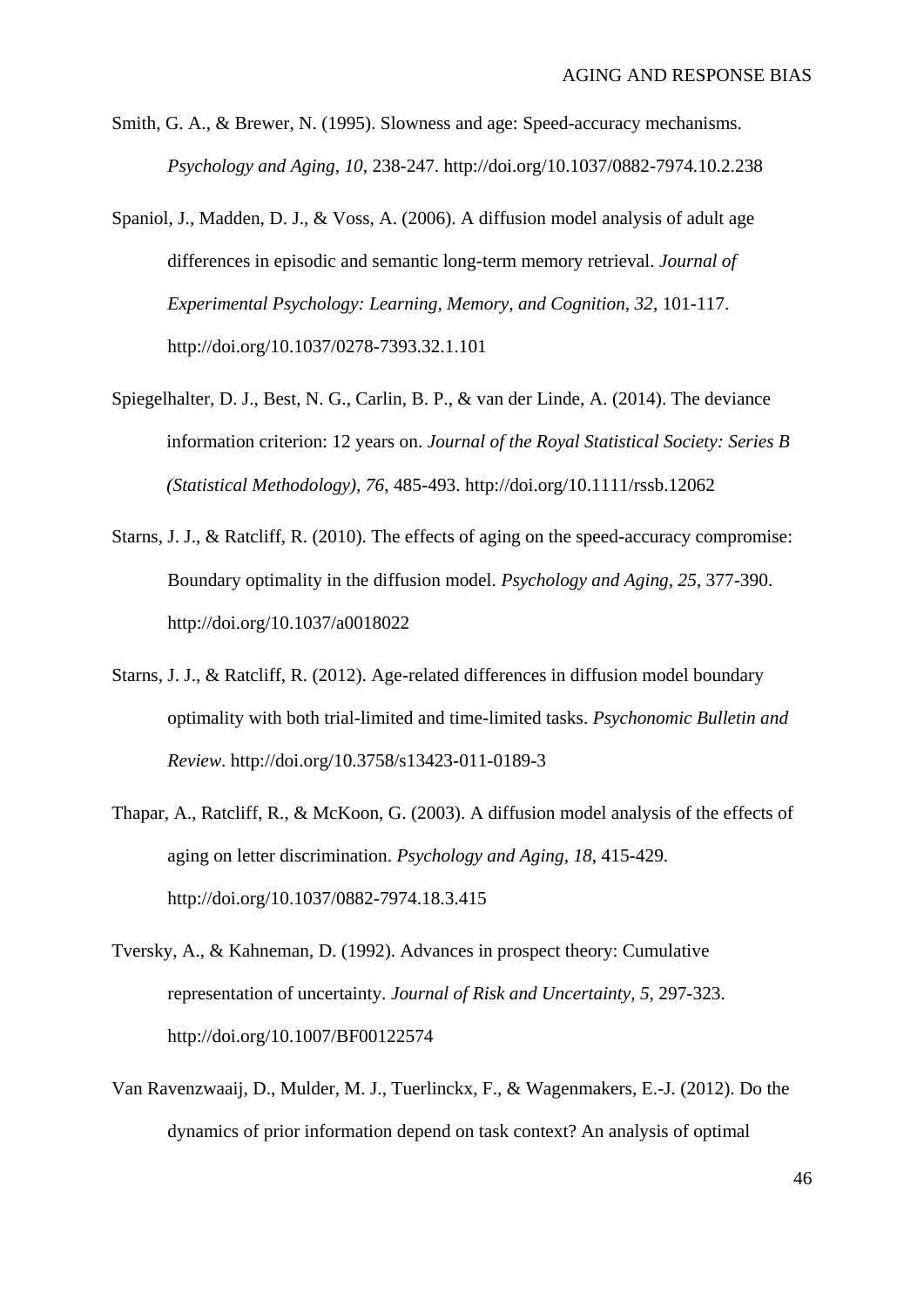Smith, G. A., & Brewer, N. (1995). Slowness and age: Speed-accuracy mechanisms. *Psychology and Aging, 10*, 238-247. http://doi.org/10.1037/0882-7974.10.2.238

Spaniol, J., Madden, D. J., & Voss, A. (2006). A diffusion model analysis of adult age differences in episodic and semantic long-term memory retrieval. *Journal of Experimental Psychology: Learning, Memory, and Cognition, 32*, 101-117. http://doi.org/10.1037/0278-7393.32.1.101

Spiegelhalter, D. J., Best, N. G., Carlin, B. P., & van der Linde, A. (2014). The deviance information criterion: 12 years on. *Journal of the Royal Statistical Society: Series B (Statistical Methodology), 76*, 485-493. http://doi.org/10.1111/rssb.12062

Starns, J. J., & Ratcliff, R. (2010). The effects of aging on the speed-accuracy compromise: Boundary optimality in the diffusion model. *Psychology and Aging, 25*, 377-390. http://doi.org/10.1037/a0018022

Starns, J. J., & Ratcliff, R. (2012). Age-related differences in diffusion model boundary optimality with both trial-limited and time-limited tasks. *Psychonomic Bulletin and Review*. http://doi.org/10.3758/s13423-011-0189-3

Thapar, A., Ratcliff, R., & McKoon, G. (2003). A diffusion model analysis of the effects of aging on letter discrimination. *Psychology and Aging, 18*, 415-429. http://doi.org/10.1037/0882-7974.18.3.415

Tversky, A., & Kahneman, D. (1992). Advances in prospect theory: Cumulative representation of uncertainty. *Journal of Risk and Uncertainty, 5*, 297-323. http://doi.org/10.1007/BF00122574

Van Ravenzwaaij, D., Mulder, M. J., Tuerlinckx, F., & Wagenmakers, E.-J. (2012). Do the dynamics of prior information depend on task context? An analysis of optimal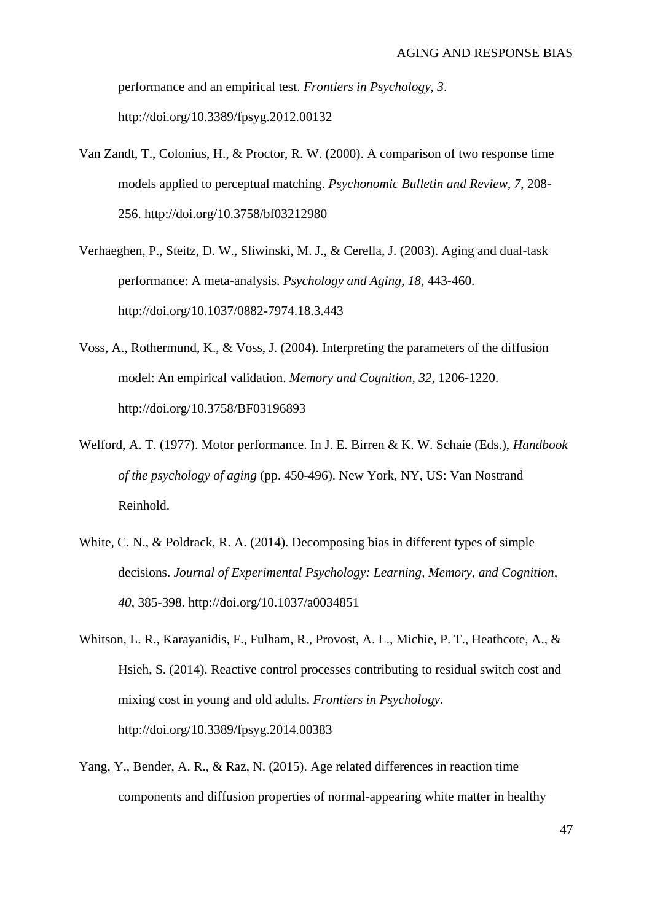performance and an empirical test. *Frontiers in Psychology, 3*. http://doi.org/10.3389/fpsyg.2012.00132

Van Zandt, T., Colonius, H., & Proctor, R. W. (2000). A comparison of two response time models applied to perceptual matching. *Psychonomic Bulletin and Review, 7*, 208-256. http://doi.org/10.3758/bf03212980

Verhaeghen, P., Steitz, D. W., Sliwinski, M. J., & Cerella, J. (2003). Aging and dual-task performance: A meta-analysis. *Psychology and Aging, 18*, 443-460. http://doi.org/10.1037/0882-7974.18.3.443

Voss, A., Rothermund, K., & Voss, J. (2004). Interpreting the parameters of the diffusion model: An empirical validation. *Memory and Cognition, 32*, 1206-1220. http://doi.org/10.3758/BF03196893

Welford, A. T. (1977). Motor performance. In J. E. Birren & K. W. Schaie (Eds.), *Handbook of the psychology of aging* (pp. 450-496). New York, NY, US: Van Nostrand Reinhold.

White, C. N., & Poldrack, R. A. (2014). Decomposing bias in different types of simple decisions. *Journal of Experimental Psychology: Learning, Memory, and Cognition, 40*, 385-398. http://doi.org/10.1037/a0034851

Whitson, L. R., Karayanidis, F., Fulham, R., Provost, A. L., Michie, P. T., Heathcote, A., & Hsieh, S. (2014). Reactive control processes contributing to residual switch cost and mixing cost in young and old adults. *Frontiers in Psychology*. http://doi.org/10.3389/fpsyg.2014.00383

Yang, Y., Bender, A. R., & Raz, N. (2015). Age related differences in reaction time components and diffusion properties of normal-appearing white matter in healthy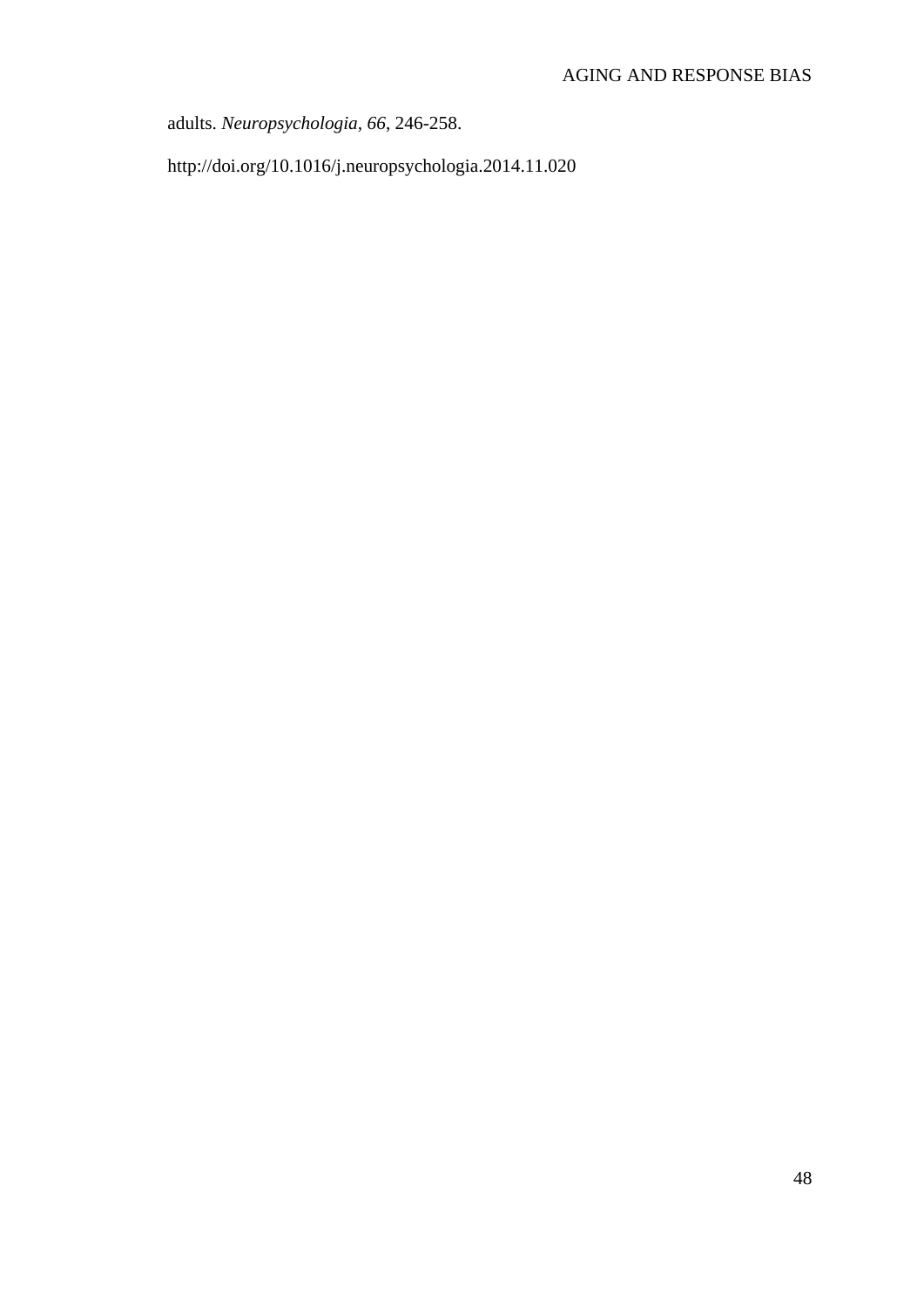adults. *Neuropsychologia*, *66*, 246-258.

http://doi.org/10.1016/j.neuropsychologia.2014.11.020